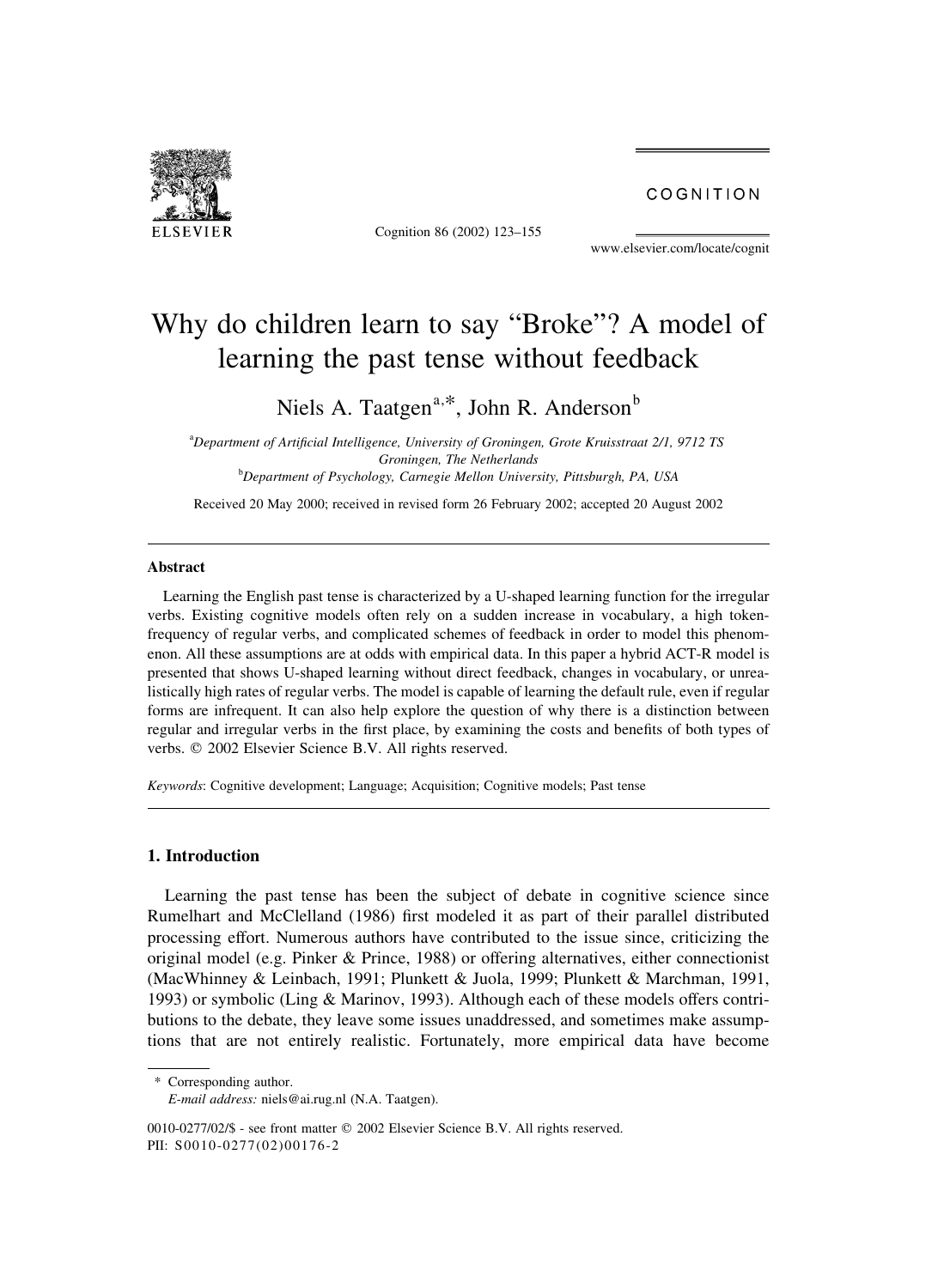# Why do children learn to say "Broke"? A model of learning the past tense without feedback

Niels A. Taatgen[a,*], John R. Anderson[b]

[a]*Department of Artificial Intelligence, University of Groningen, Grote Kruisstraat 2/1, 9712 TS Groningen, The Netherlands*

[b]*Department of Psychology, Carnegie Mellon University, Pittsburgh, PA, USA*

Received 20 May 2000; received in revised form 26 February 2002; accepted 20 August 2002

---

### Abstract

Learning the English past tense is characterized by a U-shaped learning function for the irregular verbs. Existing cognitive models often rely on a sudden increase in vocabulary, a high token-frequency of regular verbs, and complicated schemes of feedback in order to model this phenomenon. All these assumptions are at odds with empirical data. In this paper a hybrid ACT-R model is presented that shows U-shaped learning without direct feedback, changes in vocabulary, or unrealistically high rates of regular verbs. The model is capable of learning the default rule, even if regular forms are infrequent. It can also help explore the question of why there is a distinction between regular and irregular verbs in the first place, by examining the costs and benefits of both types of verbs. © 2002 Elsevier Science B.V. All rights reserved.

*Keywords*: Cognitive development; Language; Acquisition; Cognitive models; Past tense

---

## 1. Introduction

Learning the past tense has been the subject of debate in cognitive science since Rumelhart and McClelland (1986) first modeled it as part of their parallel distributed processing effort. Numerous authors have contributed to the issue since, criticizing the original model (e.g. Pinker & Prince, 1988) or offering alternatives, either connectionist (MacWhinney & Leinbach, 1991; Plunkett & Juola, 1999; Plunkett & Marchman, 1991, 1993) or symbolic (Ling & Marinov, 1993). Although each of these models offers contributions to the debate, they leave some issues unaddressed, and sometimes make assumptions that are not entirely realistic. Fortunately, more empirical data have become

---

\* Corresponding author.
*E-mail address:* niels@ai.rug.nl (N.A. Taatgen).

0010-0277/02/$ - see front matter © 2002 Elsevier Science B.V. All rights reserved.
PII: S0010-0277(02)00176-2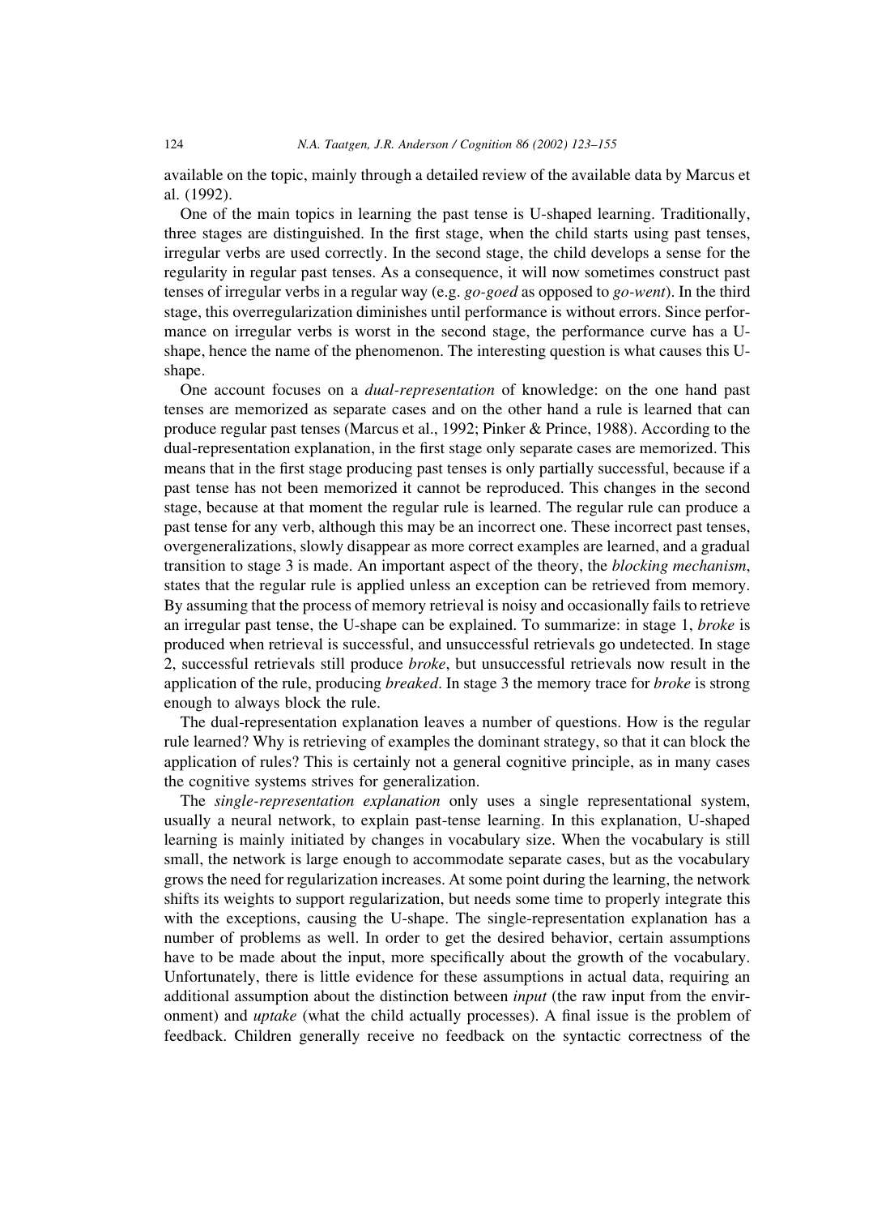available on the topic, mainly through a detailed review of the available data by Marcus et al. (1992).

One of the main topics in learning the past tense is U-shaped learning. Traditionally, three stages are distinguished. In the first stage, when the child starts using past tenses, irregular verbs are used correctly. In the second stage, the child develops a sense for the regularity in regular past tenses. As a consequence, it will now sometimes construct past tenses of irregular verbs in a regular way (e.g. *go-goed* as opposed to *go-went*). In the third stage, this overregularization diminishes until performance is without errors. Since performance on irregular verbs is worst in the second stage, the performance curve has a U-shape, hence the name of the phenomenon. The interesting question is what causes this U-shape.

One account focuses on a *dual-representation* of knowledge: on the one hand past tenses are memorized as separate cases and on the other hand a rule is learned that can produce regular past tenses (Marcus et al., 1992; Pinker & Prince, 1988). According to the dual-representation explanation, in the first stage only separate cases are memorized. This means that in the first stage producing past tenses is only partially successful, because if a past tense has not been memorized it cannot be reproduced. This changes in the second stage, because at that moment the regular rule is learned. The regular rule can produce a past tense for any verb, although this may be an incorrect one. These incorrect past tenses, overgeneralizations, slowly disappear as more correct examples are learned, and a gradual transition to stage 3 is made. An important aspect of the theory, the *blocking mechanism*, states that the regular rule is applied unless an exception can be retrieved from memory. By assuming that the process of memory retrieval is noisy and occasionally fails to retrieve an irregular past tense, the U-shape can be explained. To summarize: in stage 1, *broke* is produced when retrieval is successful, and unsuccessful retrievals go undetected. In stage 2, successful retrievals still produce *broke*, but unsuccessful retrievals now result in the application of the rule, producing *breaked*. In stage 3 the memory trace for *broke* is strong enough to always block the rule.

The dual-representation explanation leaves a number of questions. How is the regular rule learned? Why is retrieving of examples the dominant strategy, so that it can block the application of rules? This is certainly not a general cognitive principle, as in many cases the cognitive systems strives for generalization.

The *single-representation explanation* only uses a single representational system, usually a neural network, to explain past-tense learning. In this explanation, U-shaped learning is mainly initiated by changes in vocabulary size. When the vocabulary is still small, the network is large enough to accommodate separate cases, but as the vocabulary grows the need for regularization increases. At some point during the learning, the network shifts its weights to support regularization, but needs some time to properly integrate this with the exceptions, causing the U-shape. The single-representation explanation has a number of problems as well. In order to get the desired behavior, certain assumptions have to be made about the input, more specifically about the growth of the vocabulary. Unfortunately, there is little evidence for these assumptions in actual data, requiring an additional assumption about the distinction between *input* (the raw input from the environment) and *uptake* (what the child actually processes). A final issue is the problem of feedback. Children generally receive no feedback on the syntactic correctness of the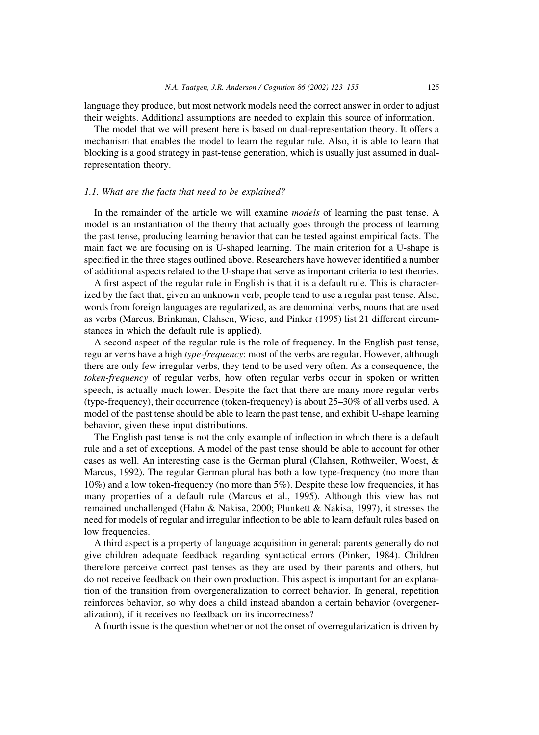language they produce, but most network models need the correct answer in order to adjust their weights. Additional assumptions are needed to explain this source of information.

The model that we will present here is based on dual-representation theory. It offers a mechanism that enables the model to learn the regular rule. Also, it is able to learn that blocking is a good strategy in past-tense generation, which is usually just assumed in dual-representation theory.

### 1.1. What are the facts that need to be explained?

In the remainder of the article we will examine *models* of learning the past tense. A model is an instantiation of the theory that actually goes through the process of learning the past tense, producing learning behavior that can be tested against empirical facts. The main fact we are focusing on is U-shaped learning. The main criterion for a U-shape is specified in the three stages outlined above. Researchers have however identified a number of additional aspects related to the U-shape that serve as important criteria to test theories.

A first aspect of the regular rule in English is that it is a default rule. This is characterized by the fact that, given an unknown verb, people tend to use a regular past tense. Also, words from foreign languages are regularized, as are denominal verbs, nouns that are used as verbs (Marcus, Brinkman, Clahsen, Wiese, and Pinker (1995) list 21 different circumstances in which the default rule is applied).

A second aspect of the regular rule is the role of frequency. In the English past tense, regular verbs have a high *type-frequency*: most of the verbs are regular. However, although there are only few irregular verbs, they tend to be used very often. As a consequence, the *token-frequency* of regular verbs, how often regular verbs occur in spoken or written speech, is actually much lower. Despite the fact that there are many more regular verbs (type-frequency), their occurrence (token-frequency) is about 25–30% of all verbs used. A model of the past tense should be able to learn the past tense, and exhibit U-shape learning behavior, given these input distributions.

The English past tense is not the only example of inflection in which there is a default rule and a set of exceptions. A model of the past tense should be able to account for other cases as well. An interesting case is the German plural (Clahsen, Rothweiler, Woest, & Marcus, 1992). The regular German plural has both a low type-frequency (no more than 10%) and a low token-frequency (no more than 5%). Despite these low frequencies, it has many properties of a default rule (Marcus et al., 1995). Although this view has not remained unchallenged (Hahn & Nakisa, 2000; Plunkett & Nakisa, 1997), it stresses the need for models of regular and irregular inflection to be able to learn default rules based on low frequencies.

A third aspect is a property of language acquisition in general: parents generally do not give children adequate feedback regarding syntactical errors (Pinker, 1984). Children therefore perceive correct past tenses as they are used by their parents and others, but do not receive feedback on their own production. This aspect is important for an explanation of the transition from overgeneralization to correct behavior. In general, repetition reinforces behavior, so why does a child instead abandon a certain behavior (overgeneralization), if it receives no feedback on its incorrectness?

A fourth issue is the question whether or not the onset of overregularization is driven by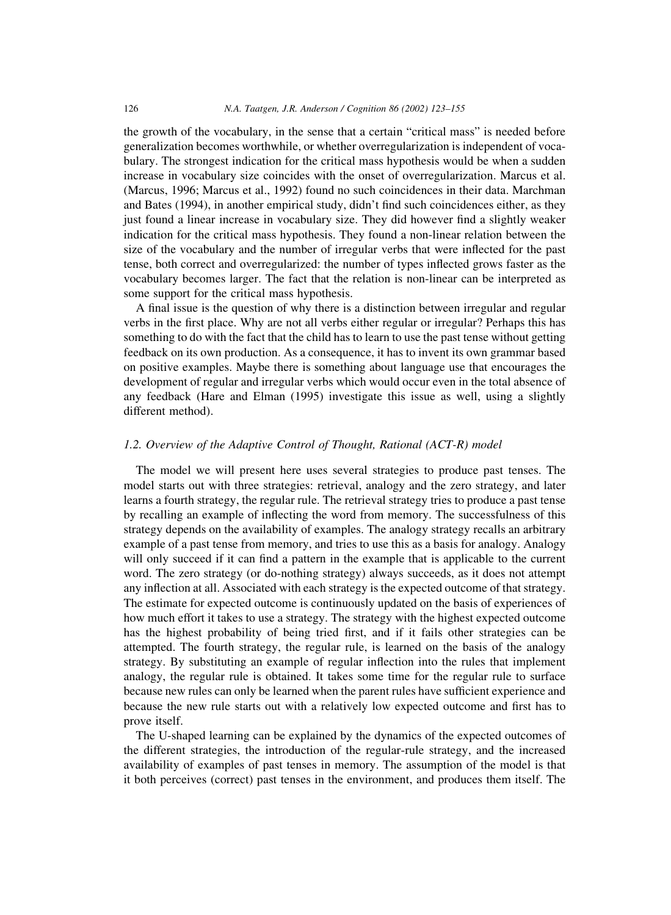the growth of the vocabulary, in the sense that a certain "critical mass" is needed before generalization becomes worthwhile, or whether overregularization is independent of vocabulary. The strongest indication for the critical mass hypothesis would be when a sudden increase in vocabulary size coincides with the onset of overregularization. Marcus et al. (Marcus, 1996; Marcus et al., 1992) found no such coincidences in their data. Marchman and Bates (1994), in another empirical study, didn't find such coincidences either, as they just found a linear increase in vocabulary size. They did however find a slightly weaker indication for the critical mass hypothesis. They found a non-linear relation between the size of the vocabulary and the number of irregular verbs that were inflected for the past tense, both correct and overregularized: the number of types inflected grows faster as the vocabulary becomes larger. The fact that the relation is non-linear can be interpreted as some support for the critical mass hypothesis.

A final issue is the question of why there is a distinction between irregular and regular verbs in the first place. Why are not all verbs either regular or irregular? Perhaps this has something to do with the fact that the child has to learn to use the past tense without getting feedback on its own production. As a consequence, it has to invent its own grammar based on positive examples. Maybe there is something about language use that encourages the development of regular and irregular verbs which would occur even in the total absence of any feedback (Hare and Elman (1995) investigate this issue as well, using a slightly different method).

### *1.2. Overview of the Adaptive Control of Thought, Rational (ACT-R) model*

The model we will present here uses several strategies to produce past tenses. The model starts out with three strategies: retrieval, analogy and the zero strategy, and later learns a fourth strategy, the regular rule. The retrieval strategy tries to produce a past tense by recalling an example of inflecting the word from memory. The successfulness of this strategy depends on the availability of examples. The analogy strategy recalls an arbitrary example of a past tense from memory, and tries to use this as a basis for analogy. Analogy will only succeed if it can find a pattern in the example that is applicable to the current word. The zero strategy (or do-nothing strategy) always succeeds, as it does not attempt any inflection at all. Associated with each strategy is the expected outcome of that strategy. The estimate for expected outcome is continuously updated on the basis of experiences of how much effort it takes to use a strategy. The strategy with the highest expected outcome has the highest probability of being tried first, and if it fails other strategies can be attempted. The fourth strategy, the regular rule, is learned on the basis of the analogy strategy. By substituting an example of regular inflection into the rules that implement analogy, the regular rule is obtained. It takes some time for the regular rule to surface because new rules can only be learned when the parent rules have sufficient experience and because the new rule starts out with a relatively low expected outcome and first has to prove itself.

The U-shaped learning can be explained by the dynamics of the expected outcomes of the different strategies, the introduction of the regular-rule strategy, and the increased availability of examples of past tenses in memory. The assumption of the model is that it both perceives (correct) past tenses in the environment, and produces them itself. The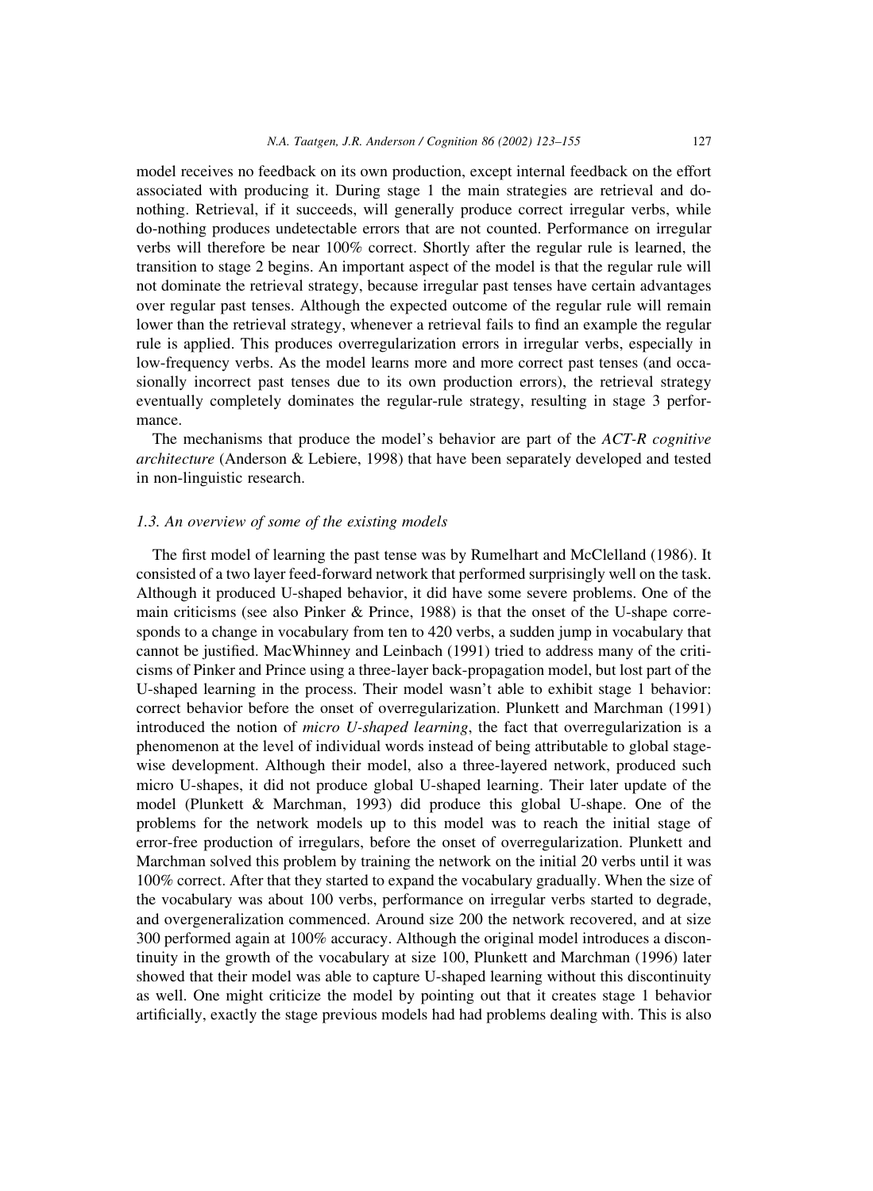model receives no feedback on its own production, except internal feedback on the effort associated with producing it. During stage 1 the main strategies are retrieval and do-nothing. Retrieval, if it succeeds, will generally produce correct irregular verbs, while do-nothing produces undetectable errors that are not counted. Performance on irregular verbs will therefore be near 100% correct. Shortly after the regular rule is learned, the transition to stage 2 begins. An important aspect of the model is that the regular rule will not dominate the retrieval strategy, because irregular past tenses have certain advantages over regular past tenses. Although the expected outcome of the regular rule will remain lower than the retrieval strategy, whenever a retrieval fails to find an example the regular rule is applied. This produces overregularization errors in irregular verbs, especially in low-frequency verbs. As the model learns more and more correct past tenses (and occasionally incorrect past tenses due to its own production errors), the retrieval strategy eventually completely dominates the regular-rule strategy, resulting in stage 3 performance.

The mechanisms that produce the model's behavior are part of the *ACT-R cognitive architecture* (Anderson & Lebiere, 1998) that have been separately developed and tested in non-linguistic research.

### 1.3. An overview of some of the existing models

The first model of learning the past tense was by Rumelhart and McClelland (1986). It consisted of a two layer feed-forward network that performed surprisingly well on the task. Although it produced U-shaped behavior, it did have some severe problems. One of the main criticisms (see also Pinker & Prince, 1988) is that the onset of the U-shape corresponds to a change in vocabulary from ten to 420 verbs, a sudden jump in vocabulary that cannot be justified. MacWhinney and Leinbach (1991) tried to address many of the criticisms of Pinker and Prince using a three-layer back-propagation model, but lost part of the U-shaped learning in the process. Their model wasn't able to exhibit stage 1 behavior: correct behavior before the onset of overregularization. Plunkett and Marchman (1991) introduced the notion of *micro U-shaped learning*, the fact that overregularization is a phenomenon at the level of individual words instead of being attributable to global stage-wise development. Although their model, also a three-layered network, produced such micro U-shapes, it did not produce global U-shaped learning. Their later update of the model (Plunkett & Marchman, 1993) did produce this global U-shape. One of the problems for the network models up to this model was to reach the initial stage of error-free production of irregulars, before the onset of overregularization. Plunkett and Marchman solved this problem by training the network on the initial 20 verbs until it was 100% correct. After that they started to expand the vocabulary gradually. When the size of the vocabulary was about 100 verbs, performance on irregular verbs started to degrade, and overgeneralization commenced. Around size 200 the network recovered, and at size 300 performed again at 100% accuracy. Although the original model introduces a discontinuity in the growth of the vocabulary at size 100, Plunkett and Marchman (1996) later showed that their model was able to capture U-shaped learning without this discontinuity as well. One might criticize the model by pointing out that it creates stage 1 behavior artificially, exactly the stage previous models had had problems dealing with. This is also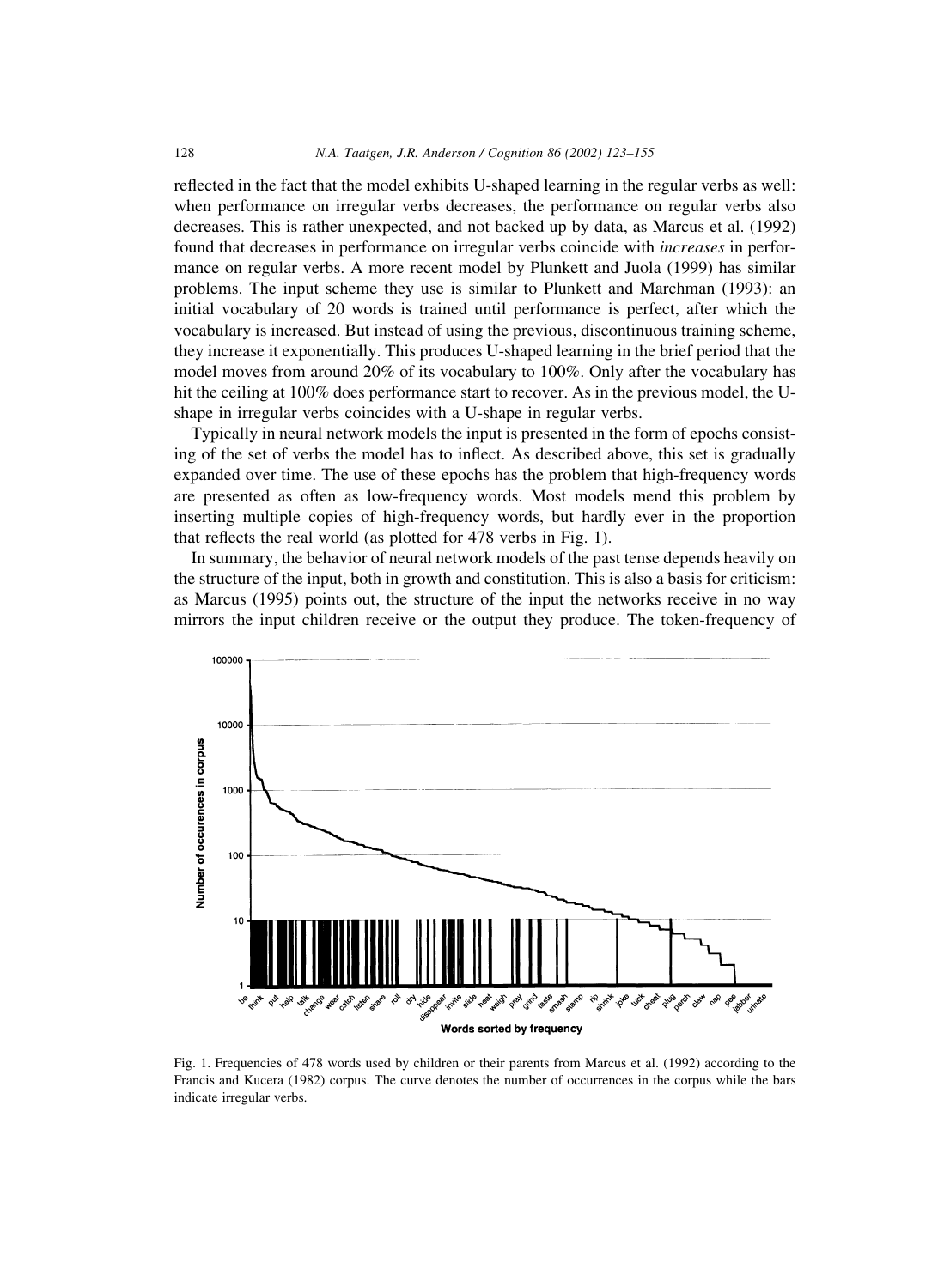reflected in the fact that the model exhibits U-shaped learning in the regular verbs as well: when performance on irregular verbs decreases, the performance on regular verbs also decreases. This is rather unexpected, and not backed up by data, as Marcus et al. (1992) found that decreases in performance on irregular verbs coincide with *increases* in performance on regular verbs. A more recent model by Plunkett and Juola (1999) has similar problems. The input scheme they use is similar to Plunkett and Marchman (1993): an initial vocabulary of 20 words is trained until performance is perfect, after which the vocabulary is increased. But instead of using the previous, discontinuous training scheme, they increase it exponentially. This produces U-shaped learning in the brief period that the model moves from around 20% of its vocabulary to 100%. Only after the vocabulary has hit the ceiling at 100% does performance start to recover. As in the previous model, the U-shape in irregular verbs coincides with a U-shape in regular verbs.

Typically in neural network models the input is presented in the form of epochs consisting of the set of verbs the model has to inflect. As described above, this set is gradually expanded over time. The use of these epochs has the problem that high-frequency words are presented as often as low-frequency words. Most models mend this problem by inserting multiple copies of high-frequency words, but hardly ever in the proportion that reflects the real world (as plotted for 478 verbs in Fig. 1).

In summary, the behavior of neural network models of the past tense depends heavily on the structure of the input, both in growth and constitution. This is also a basis for criticism: as Marcus (1995) points out, the structure of the input the networks receive in no way mirrors the input children receive or the output they produce. The token-frequency of

Fig. 1. Frequencies of 478 words used by children or their parents from Marcus et al. (1992) according to the Francis and Kucera (1982) corpus. The curve denotes the number of occurrences in the corpus while the bars indicate irregular verbs.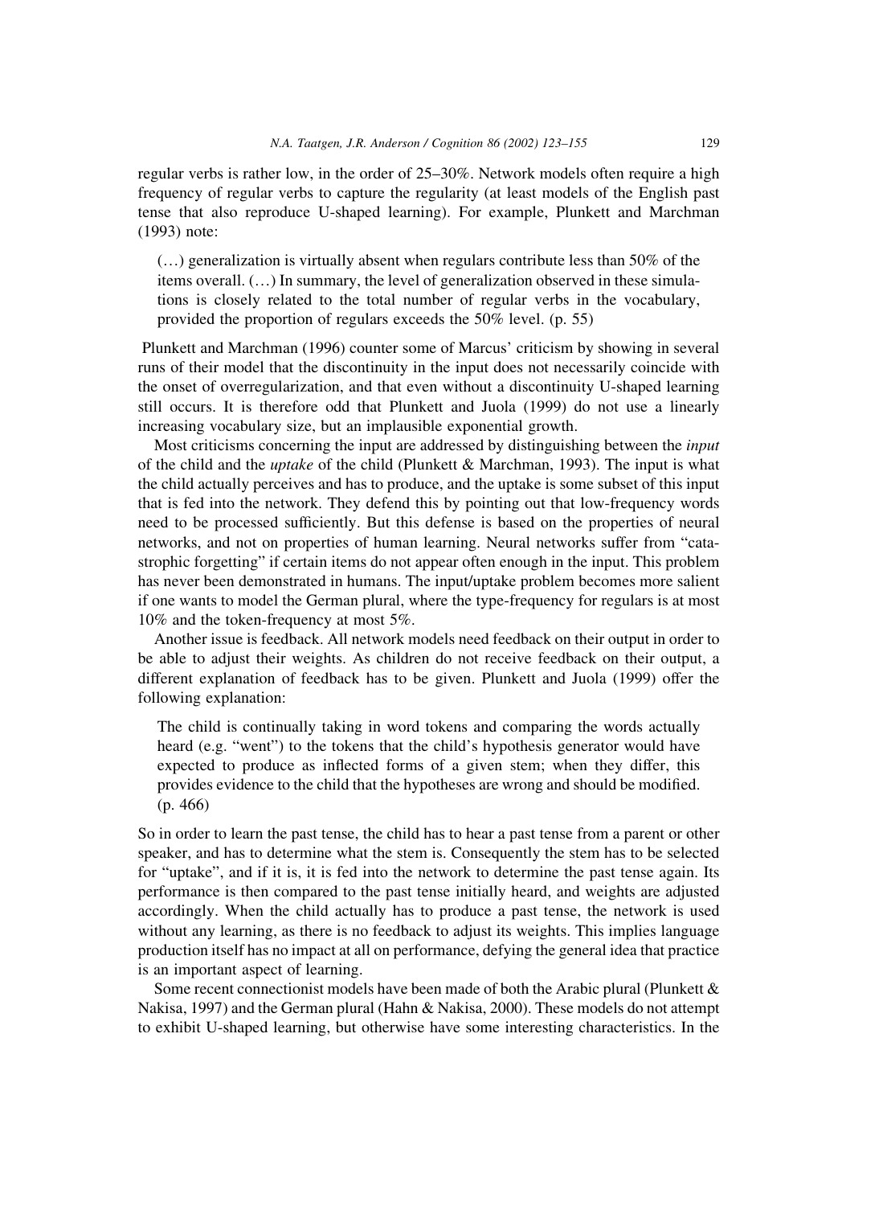regular verbs is rather low, in the order of 25–30%. Network models often require a high frequency of regular verbs to capture the regularity (at least models of the English past tense that also reproduce U-shaped learning). For example, Plunkett and Marchman (1993) note:

> (…) generalization is virtually absent when regulars contribute less than 50% of the items overall. (…) In summary, the level of generalization observed in these simulations is closely related to the total number of regular verbs in the vocabulary, provided the proportion of regulars exceeds the 50% level. (p. 55)

Plunkett and Marchman (1996) counter some of Marcus' criticism by showing in several runs of their model that the discontinuity in the input does not necessarily coincide with the onset of overregularization, and that even without a discontinuity U-shaped learning still occurs. It is therefore odd that Plunkett and Juola (1999) do not use a linearly increasing vocabulary size, but an implausible exponential growth.

Most criticisms concerning the input are addressed by distinguishing between the *input* of the child and the *uptake* of the child (Plunkett & Marchman, 1993). The input is what the child actually perceives and has to produce, and the uptake is some subset of this input that is fed into the network. They defend this by pointing out that low-frequency words need to be processed sufficiently. But this defense is based on the properties of neural networks, and not on properties of human learning. Neural networks suffer from "catastrophic forgetting" if certain items do not appear often enough in the input. This problem has never been demonstrated in humans. The input/uptake problem becomes more salient if one wants to model the German plural, where the type-frequency for regulars is at most 10% and the token-frequency at most 5%.

Another issue is feedback. All network models need feedback on their output in order to be able to adjust their weights. As children do not receive feedback on their output, a different explanation of feedback has to be given. Plunkett and Juola (1999) offer the following explanation:

> The child is continually taking in word tokens and comparing the words actually heard (e.g. "went") to the tokens that the child's hypothesis generator would have expected to produce as inflected forms of a given stem; when they differ, this provides evidence to the child that the hypotheses are wrong and should be modified. (p. 466)

So in order to learn the past tense, the child has to hear a past tense from a parent or other speaker, and has to determine what the stem is. Consequently the stem has to be selected for "uptake", and if it is, it is fed into the network to determine the past tense again. Its performance is then compared to the past tense initially heard, and weights are adjusted accordingly. When the child actually has to produce a past tense, the network is used without any learning, as there is no feedback to adjust its weights. This implies language production itself has no impact at all on performance, defying the general idea that practice is an important aspect of learning.

Some recent connectionist models have been made of both the Arabic plural (Plunkett & Nakisa, 1997) and the German plural (Hahn & Nakisa, 2000). These models do not attempt to exhibit U-shaped learning, but otherwise have some interesting characteristics. In the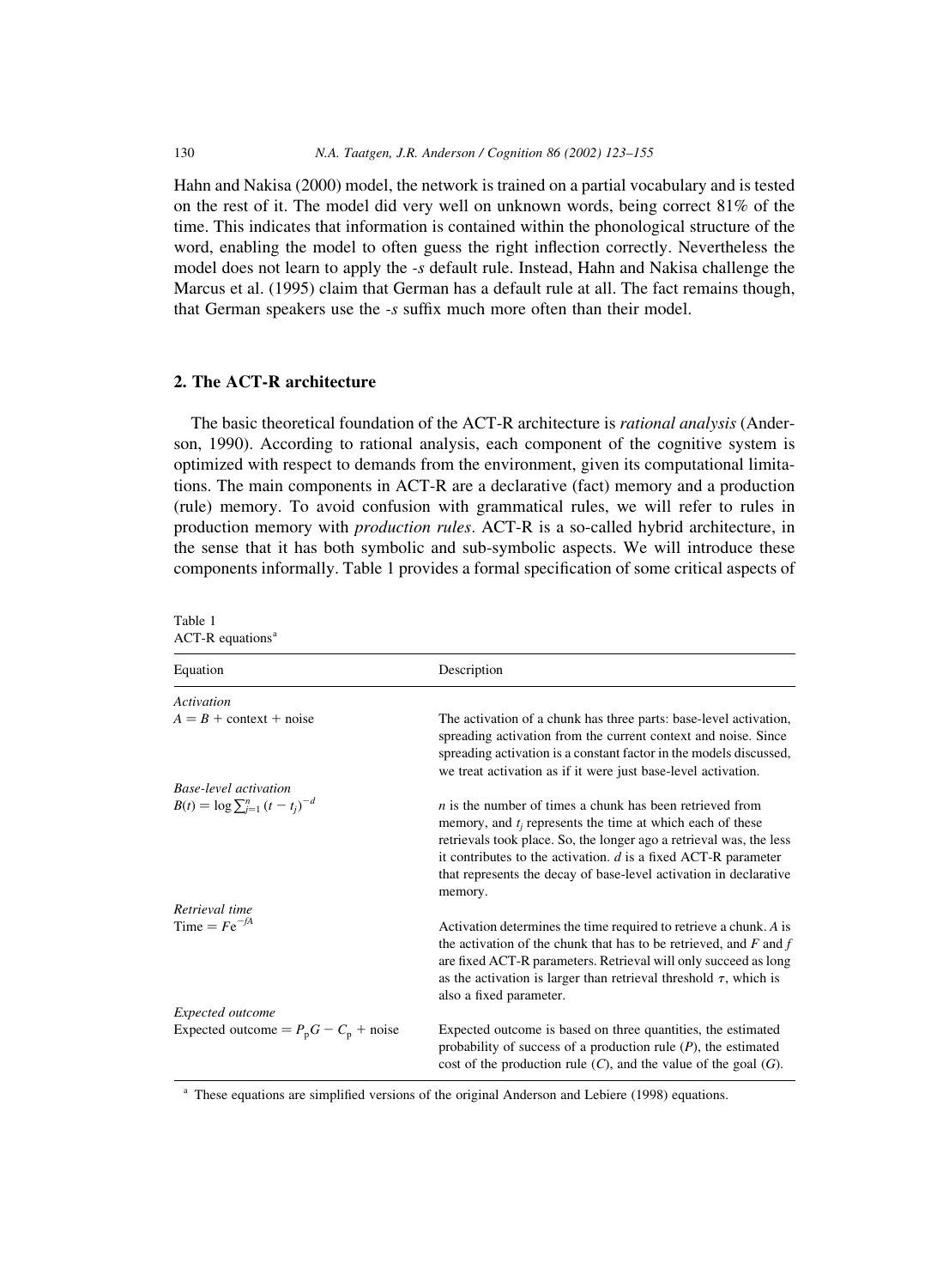Hahn and Nakisa (2000) model, the network is trained on a partial vocabulary and is tested on the rest of it. The model did very well on unknown words, being correct 81% of the time. This indicates that information is contained within the phonological structure of the word, enabling the model to often guess the right inflection correctly. Nevertheless the model does not learn to apply the *-s* default rule. Instead, Hahn and Nakisa challenge the Marcus et al. (1995) claim that German has a default rule at all. The fact remains though, that German speakers use the *-s* suffix much more often than their model.

## 2. The ACT-R architecture

The basic theoretical foundation of the ACT-R architecture is *rational analysis* (Anderson, 1990). According to rational analysis, each component of the cognitive system is optimized with respect to demands from the environment, given its computational limitations. The main components in ACT-R are a declarative (fact) memory and a production (rule) memory. To avoid confusion with grammatical rules, we will refer to rules in production memory with *production rules*. ACT-R is a so-called hybrid architecture, in the sense that it has both symbolic and sub-symbolic aspects. We will introduce these components informally. Table 1 provides a formal specification of some critical aspects of

Table 1
ACT-R equations[a]

| Equation | Description |
|---|---|
| *Activation* | |
| $A = B + \text{context} + \text{noise}$ | The activation of a chunk has three parts: base-level activation, spreading activation from the current context and noise. Since spreading activation is a constant factor in the models discussed, we treat activation as if it were just base-level activation. |
| *Base-level activation* | |
| $B(t) = \log \sum_{j=1}^{n} (t - t_j)^{-d}$ | $n$ is the number of times a chunk has been retrieved from memory, and $t_j$ represents the time at which each of these retrievals took place. So, the longer ago a retrieval was, the less it contributes to the activation. $d$ is a fixed ACT-R parameter that represents the decay of base-level activation in declarative memory. |
| *Retrieval time* | |
| $\text{Time} = F\mathrm{e}^{-fA}$ | Activation determines the time required to retrieve a chunk. $A$ is the activation of the chunk that has to be retrieved, and $F$ and $f$ are fixed ACT-R parameters. Retrieval will only succeed as long as the activation is larger than retrieval threshold $\tau$, which is also a fixed parameter. |
| *Expected outcome* | |
| $\text{Expected outcome} = P_{\mathrm{p}}G - C_{\mathrm{p}} + \text{noise}$ | Expected outcome is based on three quantities, the estimated probability of success of a production rule ($P$), the estimated cost of the production rule ($C$), and the value of the goal ($G$). |

[a] These equations are simplified versions of the original Anderson and Lebiere (1998) equations.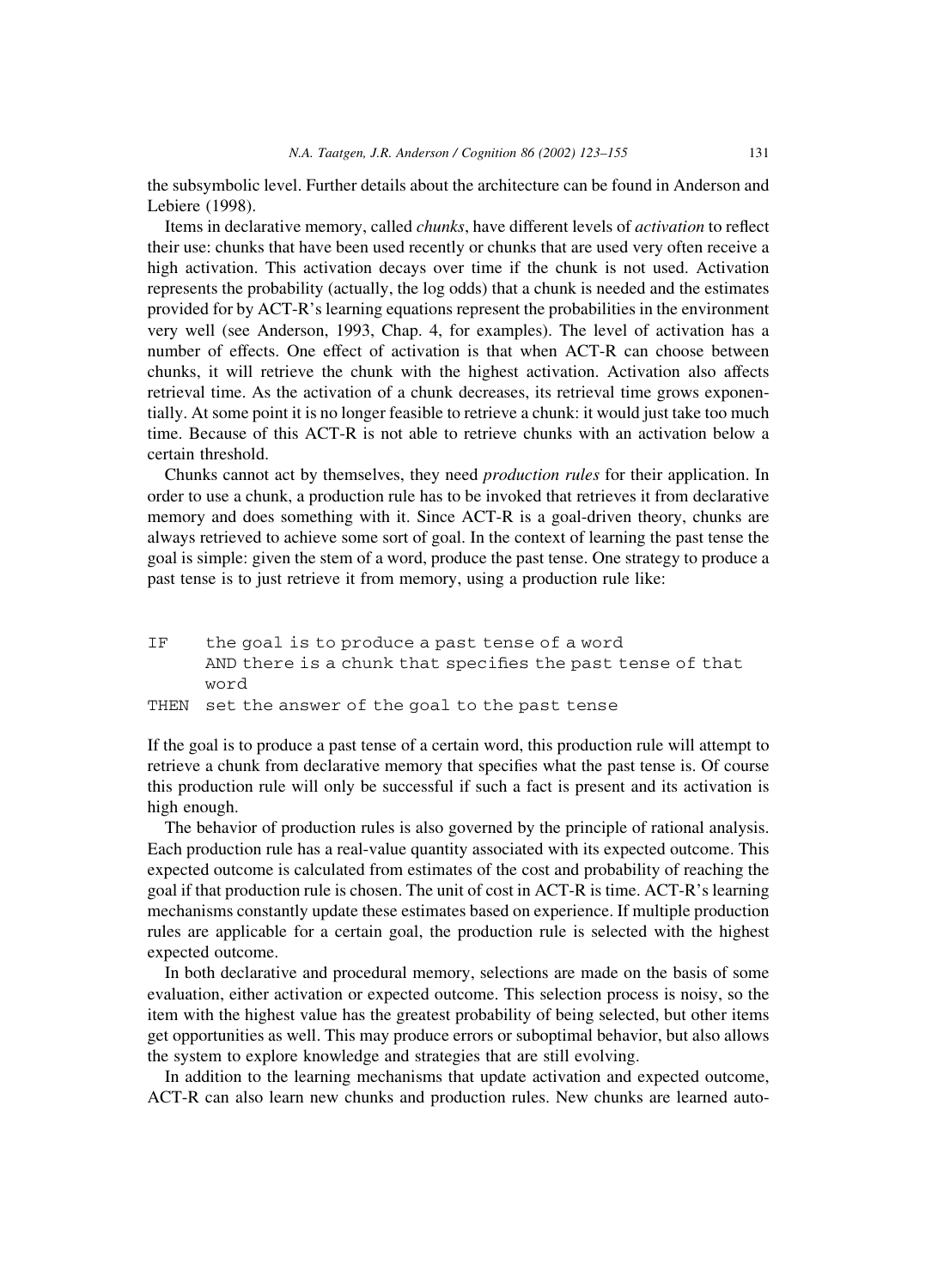the subsymbolic level. Further details about the architecture can be found in Anderson and Lebiere (1998).

Items in declarative memory, called *chunks*, have different levels of *activation* to reflect their use: chunks that have been used recently or chunks that are used very often receive a high activation. This activation decays over time if the chunk is not used. Activation represents the probability (actually, the log odds) that a chunk is needed and the estimates provided for by ACT-R's learning equations represent the probabilities in the environment very well (see Anderson, 1993, Chap. 4, for examples). The level of activation has a number of effects. One effect of activation is that when ACT-R can choose between chunks, it will retrieve the chunk with the highest activation. Activation also affects retrieval time. As the activation of a chunk decreases, its retrieval time grows exponentially. At some point it is no longer feasible to retrieve a chunk: it would just take too much time. Because of this ACT-R is not able to retrieve chunks with an activation below a certain threshold.

Chunks cannot act by themselves, they need *production rules* for their application. In order to use a chunk, a production rule has to be invoked that retrieves it from declarative memory and does something with it. Since ACT-R is a goal-driven theory, chunks are always retrieved to achieve some sort of goal. In the context of learning the past tense the goal is simple: given the stem of a word, produce the past tense. One strategy to produce a past tense is to just retrieve it from memory, using a production rule like:

```
IF    the goal is to produce a past tense of a word
      AND there is a chunk that specifies the past tense of that
      word
THEN  set the answer of the goal to the past tense
```

If the goal is to produce a past tense of a certain word, this production rule will attempt to retrieve a chunk from declarative memory that specifies what the past tense is. Of course this production rule will only be successful if such a fact is present and its activation is high enough.

The behavior of production rules is also governed by the principle of rational analysis. Each production rule has a real-value quantity associated with its expected outcome. This expected outcome is calculated from estimates of the cost and probability of reaching the goal if that production rule is chosen. The unit of cost in ACT-R is time. ACT-R's learning mechanisms constantly update these estimates based on experience. If multiple production rules are applicable for a certain goal, the production rule is selected with the highest expected outcome.

In both declarative and procedural memory, selections are made on the basis of some evaluation, either activation or expected outcome. This selection process is noisy, so the item with the highest value has the greatest probability of being selected, but other items get opportunities as well. This may produce errors or suboptimal behavior, but also allows the system to explore knowledge and strategies that are still evolving.

In addition to the learning mechanisms that update activation and expected outcome, ACT-R can also learn new chunks and production rules. New chunks are learned auto-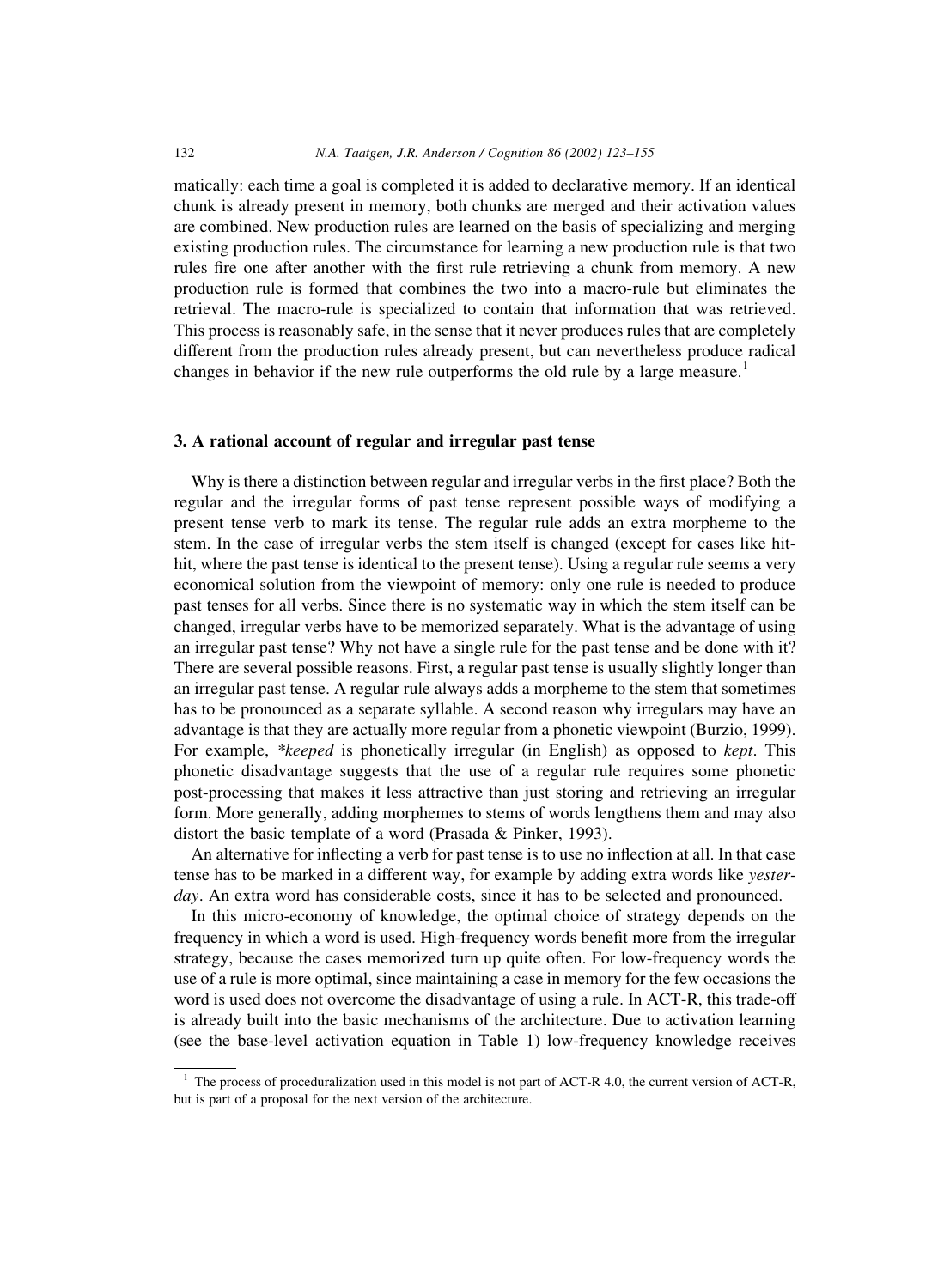matically: each time a goal is completed it is added to declarative memory. If an identical chunk is already present in memory, both chunks are merged and their activation values are combined. New production rules are learned on the basis of specializing and merging existing production rules. The circumstance for learning a new production rule is that two rules fire one after another with the first rule retrieving a chunk from memory. A new production rule is formed that combines the two into a macro-rule but eliminates the retrieval. The macro-rule is specialized to contain that information that was retrieved. This process is reasonably safe, in the sense that it never produces rules that are completely different from the production rules already present, but can nevertheless produce radical changes in behavior if the new rule outperforms the old rule by a large measure.[1]

## 3. A rational account of regular and irregular past tense

Why is there a distinction between regular and irregular verbs in the first place? Both the regular and the irregular forms of past tense represent possible ways of modifying a present tense verb to mark its tense. The regular rule adds an extra morpheme to the stem. In the case of irregular verbs the stem itself is changed (except for cases like hit-hit, where the past tense is identical to the present tense). Using a regular rule seems a very economical solution from the viewpoint of memory: only one rule is needed to produce past tenses for all verbs. Since there is no systematic way in which the stem itself can be changed, irregular verbs have to be memorized separately. What is the advantage of using an irregular past tense? Why not have a single rule for the past tense and be done with it? There are several possible reasons. First, a regular past tense is usually slightly longer than an irregular past tense. A regular rule always adds a morpheme to the stem that sometimes has to be pronounced as a separate syllable. A second reason why irregulars may have an advantage is that they are actually more regular from a phonetic viewpoint (Burzio, 1999). For example, *\*keeped* is phonetically irregular (in English) as opposed to *kept*. This phonetic disadvantage suggests that the use of a regular rule requires some phonetic post-processing that makes it less attractive than just storing and retrieving an irregular form. More generally, adding morphemes to stems of words lengthens them and may also distort the basic template of a word (Prasada & Pinker, 1993).

An alternative for inflecting a verb for past tense is to use no inflection at all. In that case tense has to be marked in a different way, for example by adding extra words like *yesterday*. An extra word has considerable costs, since it has to be selected and pronounced.

In this micro-economy of knowledge, the optimal choice of strategy depends on the frequency in which a word is used. High-frequency words benefit more from the irregular strategy, because the cases memorized turn up quite often. For low-frequency words the use of a rule is more optimal, since maintaining a case in memory for the few occasions the word is used does not overcome the disadvantage of using a rule. In ACT-R, this trade-off is already built into the basic mechanisms of the architecture. Due to activation learning (see the base-level activation equation in Table 1) low-frequency knowledge receives

[1] The process of proceduralization used in this model is not part of ACT-R 4.0, the current version of ACT-R, but is part of a proposal for the next version of the architecture.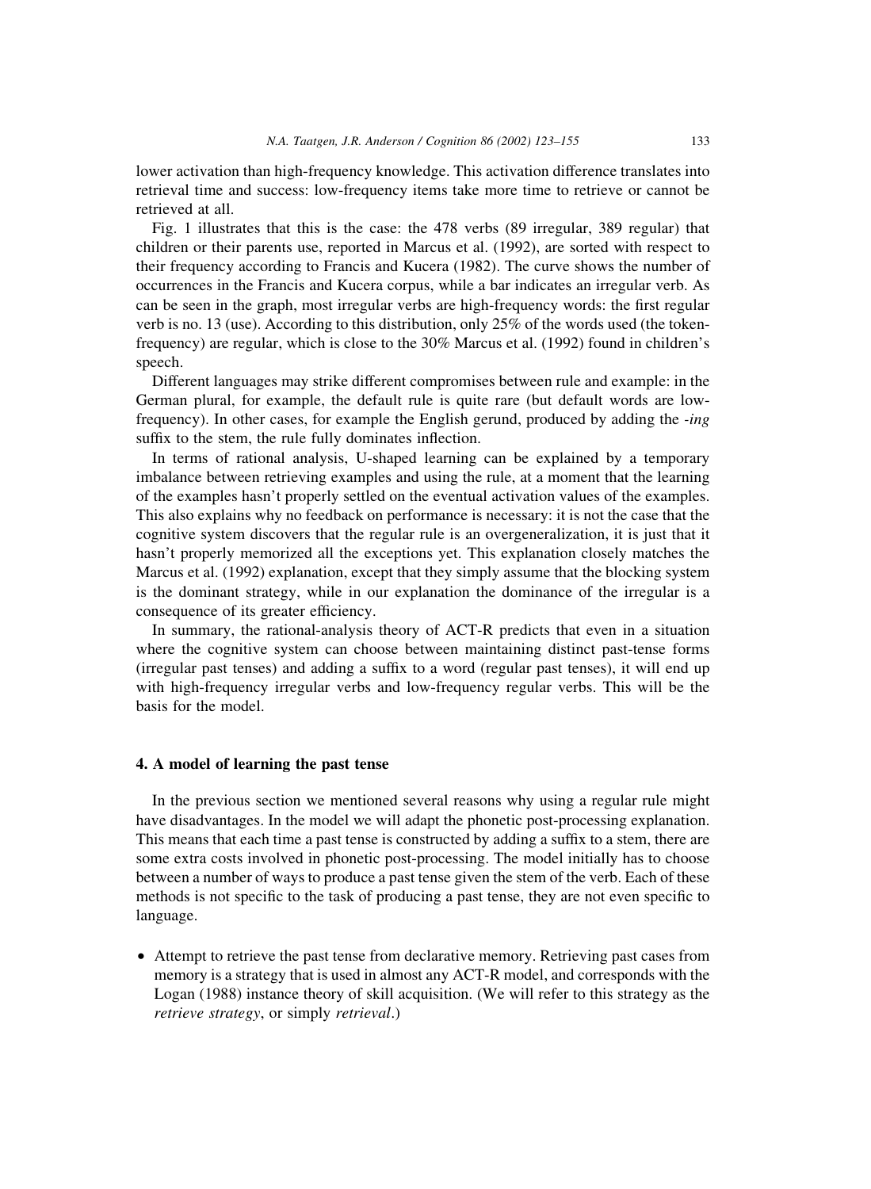lower activation than high-frequency knowledge. This activation difference translates into retrieval time and success: low-frequency items take more time to retrieve or cannot be retrieved at all.

Fig. 1 illustrates that this is the case: the 478 verbs (89 irregular, 389 regular) that children or their parents use, reported in Marcus et al. (1992), are sorted with respect to their frequency according to Francis and Kucera (1982). The curve shows the number of occurrences in the Francis and Kucera corpus, while a bar indicates an irregular verb. As can be seen in the graph, most irregular verbs are high-frequency words: the first regular verb is no. 13 (use). According to this distribution, only 25% of the words used (the token-frequency) are regular, which is close to the 30% Marcus et al. (1992) found in children's speech.

Different languages may strike different compromises between rule and example: in the German plural, for example, the default rule is quite rare (but default words are low-frequency). In other cases, for example the English gerund, produced by adding the *-ing* suffix to the stem, the rule fully dominates inflection.

In terms of rational analysis, U-shaped learning can be explained by a temporary imbalance between retrieving examples and using the rule, at a moment that the learning of the examples hasn't properly settled on the eventual activation values of the examples. This also explains why no feedback on performance is necessary: it is not the case that the cognitive system discovers that the regular rule is an overgeneralization, it is just that it hasn't properly memorized all the exceptions yet. This explanation closely matches the Marcus et al. (1992) explanation, except that they simply assume that the blocking system is the dominant strategy, while in our explanation the dominance of the irregular is a consequence of its greater efficiency.

In summary, the rational-analysis theory of ACT-R predicts that even in a situation where the cognitive system can choose between maintaining distinct past-tense forms (irregular past tenses) and adding a suffix to a word (regular past tenses), it will end up with high-frequency irregular verbs and low-frequency regular verbs. This will be the basis for the model.

## 4. A model of learning the past tense

In the previous section we mentioned several reasons why using a regular rule might have disadvantages. In the model we will adapt the phonetic post-processing explanation. This means that each time a past tense is constructed by adding a suffix to a stem, there are some extra costs involved in phonetic post-processing. The model initially has to choose between a number of ways to produce a past tense given the stem of the verb. Each of these methods is not specific to the task of producing a past tense, they are not even specific to language.

- Attempt to retrieve the past tense from declarative memory. Retrieving past cases from memory is a strategy that is used in almost any ACT-R model, and corresponds with the Logan (1988) instance theory of skill acquisition. (We will refer to this strategy as the *retrieve strategy*, or simply *retrieval*.)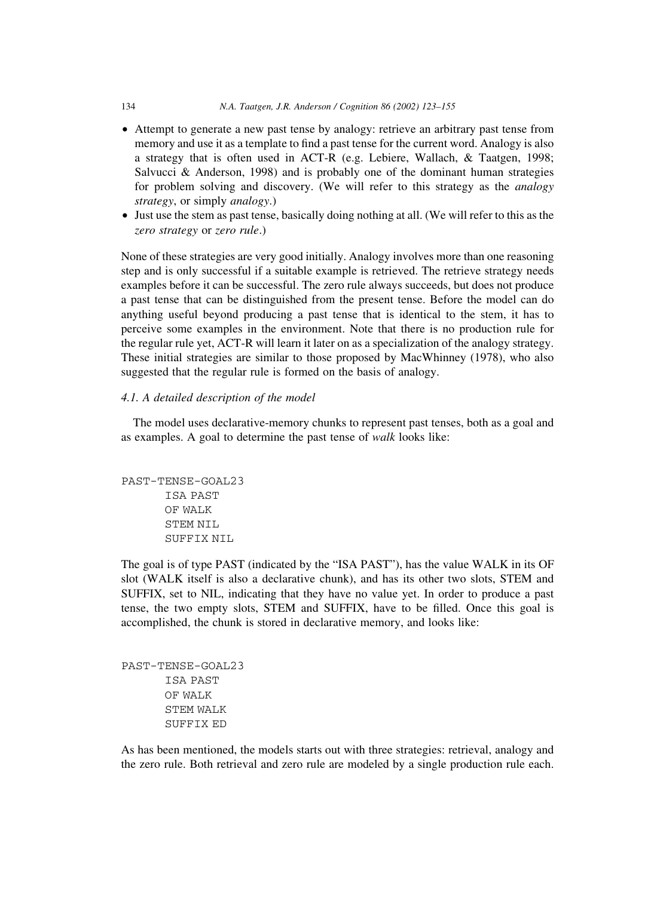- Attempt to generate a new past tense by analogy: retrieve an arbitrary past tense from memory and use it as a template to find a past tense for the current word. Analogy is also a strategy that is often used in ACT-R (e.g. Lebiere, Wallach, & Taatgen, 1998; Salvucci & Anderson, 1998) and is probably one of the dominant human strategies for problem solving and discovery. (We will refer to this strategy as the *analogy strategy*, or simply *analogy*.)
- Just use the stem as past tense, basically doing nothing at all. (We will refer to this as the *zero strategy* or *zero rule*.)

None of these strategies are very good initially. Analogy involves more than one reasoning step and is only successful if a suitable example is retrieved. The retrieve strategy needs examples before it can be successful. The zero rule always succeeds, but does not produce a past tense that can be distinguished from the present tense. Before the model can do anything useful beyond producing a past tense that is identical to the stem, it has to perceive some examples in the environment. Note that there is no production rule for the regular rule yet, ACT-R will learn it later on as a specialization of the analogy strategy. These initial strategies are similar to those proposed by MacWhinney (1978), who also suggested that the regular rule is formed on the basis of analogy.

### *4.1. A detailed description of the model*

The model uses declarative-memory chunks to represent past tenses, both as a goal and as examples. A goal to determine the past tense of *walk* looks like:

```
PAST-TENSE-GOAL23
      ISA PAST
      OF WALK
      STEM NIL
      SUFFIX NIL
```

The goal is of type PAST (indicated by the "ISA PAST"), has the value WALK in its OF slot (WALK itself is also a declarative chunk), and has its other two slots, STEM and SUFFIX, set to NIL, indicating that they have no value yet. In order to produce a past tense, the two empty slots, STEM and SUFFIX, have to be filled. Once this goal is accomplished, the chunk is stored in declarative memory, and looks like:

```
PAST-TENSE-GOAL23
      ISA PAST
      OF WALK
      STEM WALK
      SUFFIX ED
```

As has been mentioned, the models starts out with three strategies: retrieval, analogy and the zero rule. Both retrieval and zero rule are modeled by a single production rule each.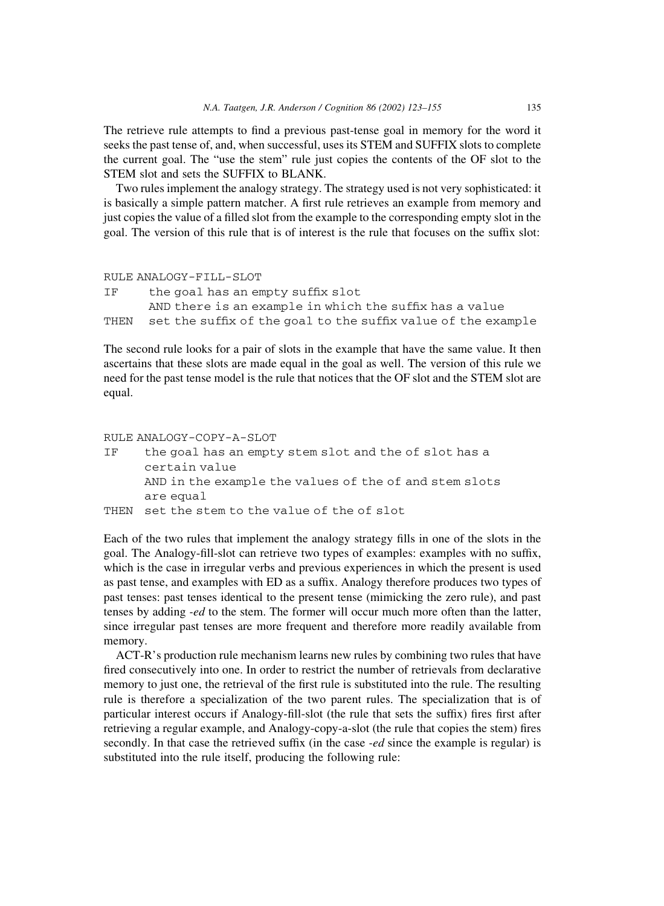The retrieve rule attempts to find a previous past-tense goal in memory for the word it seeks the past tense of, and, when successful, uses its STEM and SUFFIX slots to complete the current goal. The "use the stem" rule just copies the contents of the OF slot to the STEM slot and sets the SUFFIX to BLANK.

Two rules implement the analogy strategy. The strategy used is not very sophisticated: it is basically a simple pattern matcher. A first rule retrieves an example from memory and just copies the value of a filled slot from the example to the corresponding empty slot in the goal. The version of this rule that is of interest is the rule that focuses on the suffix slot:

```
RULE ANALOGY-FILL-SLOT
IF    the goal has an empty suffix slot
      AND there is an example in which the suffix has a value
THEN  set the suffix of the goal to the suffix value of the example
```

The second rule looks for a pair of slots in the example that have the same value. It then ascertains that these slots are made equal in the goal as well. The version of this rule we need for the past tense model is the rule that notices that the OF slot and the STEM slot are equal.

```
RULE ANALOGY-COPY-A-SLOT
IF    the goal has an empty stem slot and the of slot has a
      certain value
      AND in the example the values of the of and stem slots
      are equal
THEN  set the stem to the value of the of slot
```

Each of the two rules that implement the analogy strategy fills in one of the slots in the goal. The Analogy-fill-slot can retrieve two types of examples: examples with no suffix, which is the case in irregular verbs and previous experiences in which the present is used as past tense, and examples with ED as a suffix. Analogy therefore produces two types of past tenses: past tenses identical to the present tense (mimicking the zero rule), and past tenses by adding *-ed* to the stem. The former will occur much more often than the latter, since irregular past tenses are more frequent and therefore more readily available from memory.

ACT-R's production rule mechanism learns new rules by combining two rules that have fired consecutively into one. In order to restrict the number of retrievals from declarative memory to just one, the retrieval of the first rule is substituted into the rule. The resulting rule is therefore a specialization of the two parent rules. The specialization that is of particular interest occurs if Analogy-fill-slot (the rule that sets the suffix) fires first after retrieving a regular example, and Analogy-copy-a-slot (the rule that copies the stem) fires secondly. In that case the retrieved suffix (in the case *-ed* since the example is regular) is substituted into the rule itself, producing the following rule: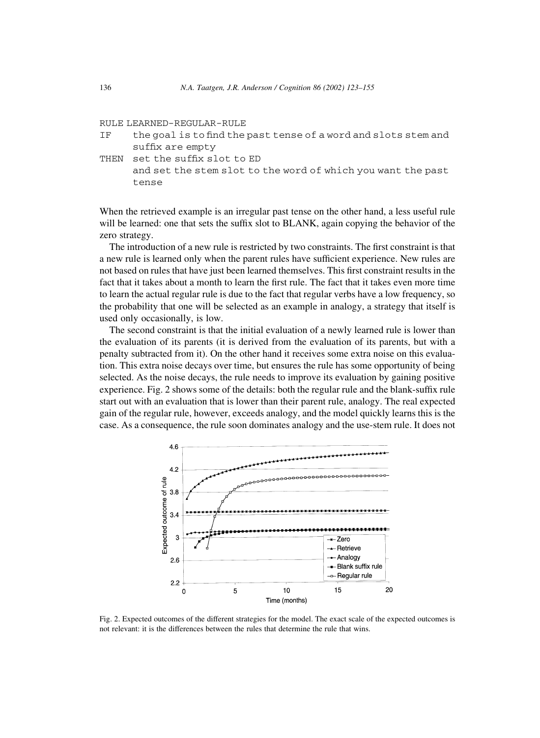```
RULE LEARNED-REGULAR-RULE
IF    the goal is to find the past tense of a word and slots stem and
      suffix are empty
THEN  set the suffix slot to ED
      and set the stem slot to the word of which you want the past
      tense
```

When the retrieved example is an irregular past tense on the other hand, a less useful rule will be learned: one that sets the suffix slot to BLANK, again copying the behavior of the zero strategy.

The introduction of a new rule is restricted by two constraints. The first constraint is that a new rule is learned only when the parent rules have sufficient experience. New rules are not based on rules that have just been learned themselves. This first constraint results in the fact that it takes about a month to learn the first rule. The fact that it takes even more time to learn the actual regular rule is due to the fact that regular verbs have a low frequency, so the probability that one will be selected as an example in analogy, a strategy that itself is used only occasionally, is low.

The second constraint is that the initial evaluation of a newly learned rule is lower than the evaluation of its parents (it is derived from the evaluation of its parents, but with a penalty subtracted from it). On the other hand it receives some extra noise on this evaluation. This extra noise decays over time, but ensures the rule has some opportunity of being selected. As the noise decays, the rule needs to improve its evaluation by gaining positive experience. Fig. 2 shows some of the details: both the regular rule and the blank-suffix rule start out with an evaluation that is lower than their parent rule, analogy. The real expected gain of the regular rule, however, exceeds analogy, and the model quickly learns this is the case. As a consequence, the rule soon dominates analogy and the use-stem rule. It does not

Expected outcome of rule
4.6
4.2
3.8
3.4
3
2.6
2.2
0
5
10
15
20
Time (months)
Zero
Retrieve
Analogy
Blank suffix rule
Regular rule

Fig. 2. Expected outcomes of the different strategies for the model. The exact scale of the expected outcomes is not relevant: it is the differences between the rules that determine the rule that wins.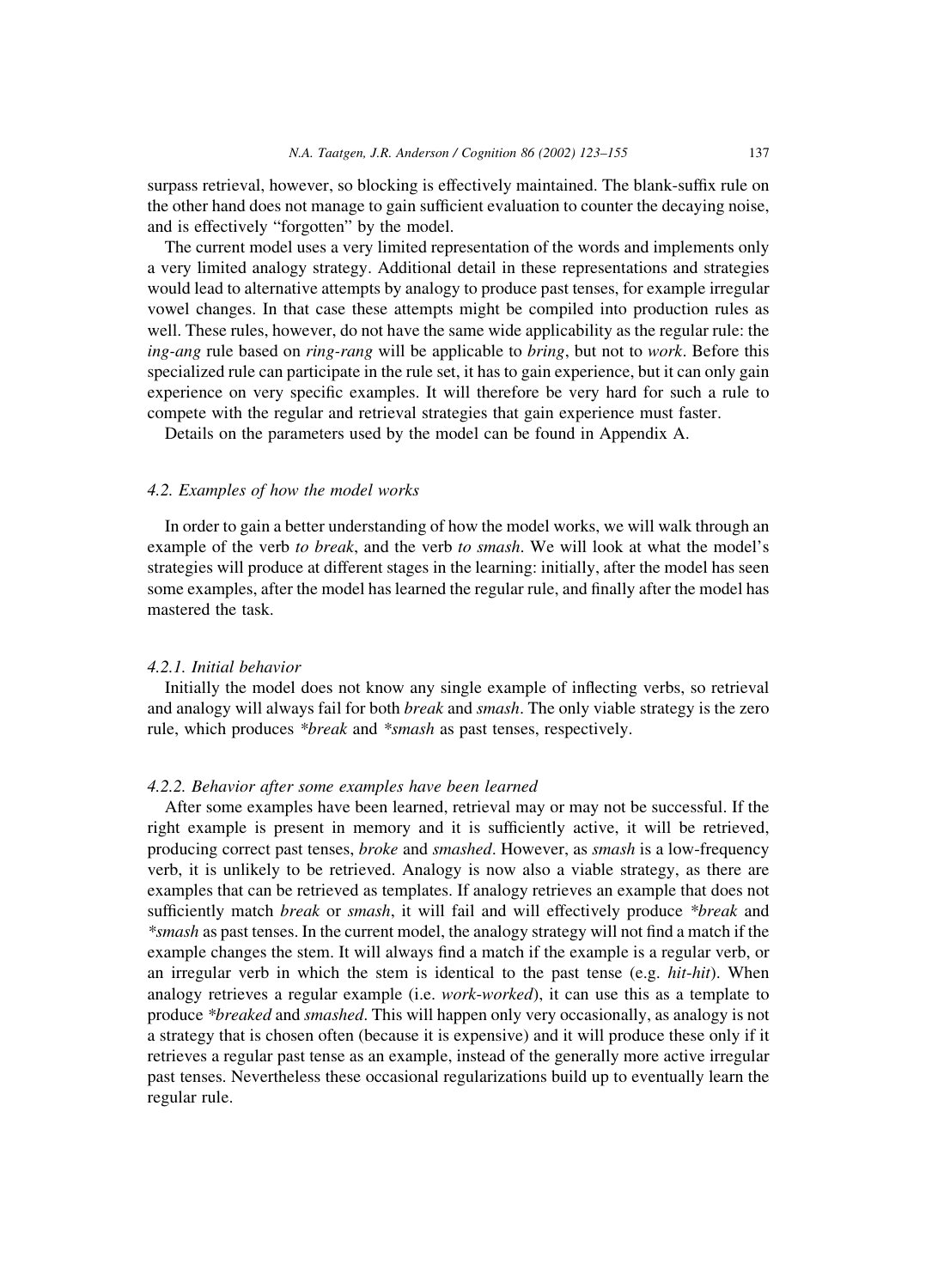surpass retrieval, however, so blocking is effectively maintained. The blank-suffix rule on the other hand does not manage to gain sufficient evaluation to counter the decaying noise, and is effectively "forgotten" by the model.

The current model uses a very limited representation of the words and implements only a very limited analogy strategy. Additional detail in these representations and strategies would lead to alternative attempts by analogy to produce past tenses, for example irregular vowel changes. In that case these attempts might be compiled into production rules as well. These rules, however, do not have the same wide applicability as the regular rule: the *ing-ang* rule based on *ring-rang* will be applicable to *bring*, but not to *work*. Before this specialized rule can participate in the rule set, it has to gain experience, but it can only gain experience on very specific examples. It will therefore be very hard for such a rule to compete with the regular and retrieval strategies that gain experience must faster.

Details on the parameters used by the model can be found in Appendix A.

### 4.2. Examples of how the model works

In order to gain a better understanding of how the model works, we will walk through an example of the verb *to break*, and the verb *to smash*. We will look at what the model's strategies will produce at different stages in the learning: initially, after the model has seen some examples, after the model has learned the regular rule, and finally after the model has mastered the task.

#### 4.2.1. Initial behavior

Initially the model does not know any single example of inflecting verbs, so retrieval and analogy will always fail for both *break* and *smash*. The only viable strategy is the zero rule, which produces *\*break* and *\*smash* as past tenses, respectively.

#### 4.2.2. Behavior after some examples have been learned

After some examples have been learned, retrieval may or may not be successful. If the right example is present in memory and it is sufficiently active, it will be retrieved, producing correct past tenses, *broke* and *smashed*. However, as *smash* is a low-frequency verb, it is unlikely to be retrieved. Analogy is now also a viable strategy, as there are examples that can be retrieved as templates. If analogy retrieves an example that does not sufficiently match *break* or *smash*, it will fail and will effectively produce *\*break* and *\*smash* as past tenses. In the current model, the analogy strategy will not find a match if the example changes the stem. It will always find a match if the example is a regular verb, or an irregular verb in which the stem is identical to the past tense (e.g. *hit-hit*). When analogy retrieves a regular example (i.e. *work-worked*), it can use this as a template to produce *\*breaked* and *smashed*. This will happen only very occasionally, as analogy is not a strategy that is chosen often (because it is expensive) and it will produce these only if it retrieves a regular past tense as an example, instead of the generally more active irregular past tenses. Nevertheless these occasional regularizations build up to eventually learn the regular rule.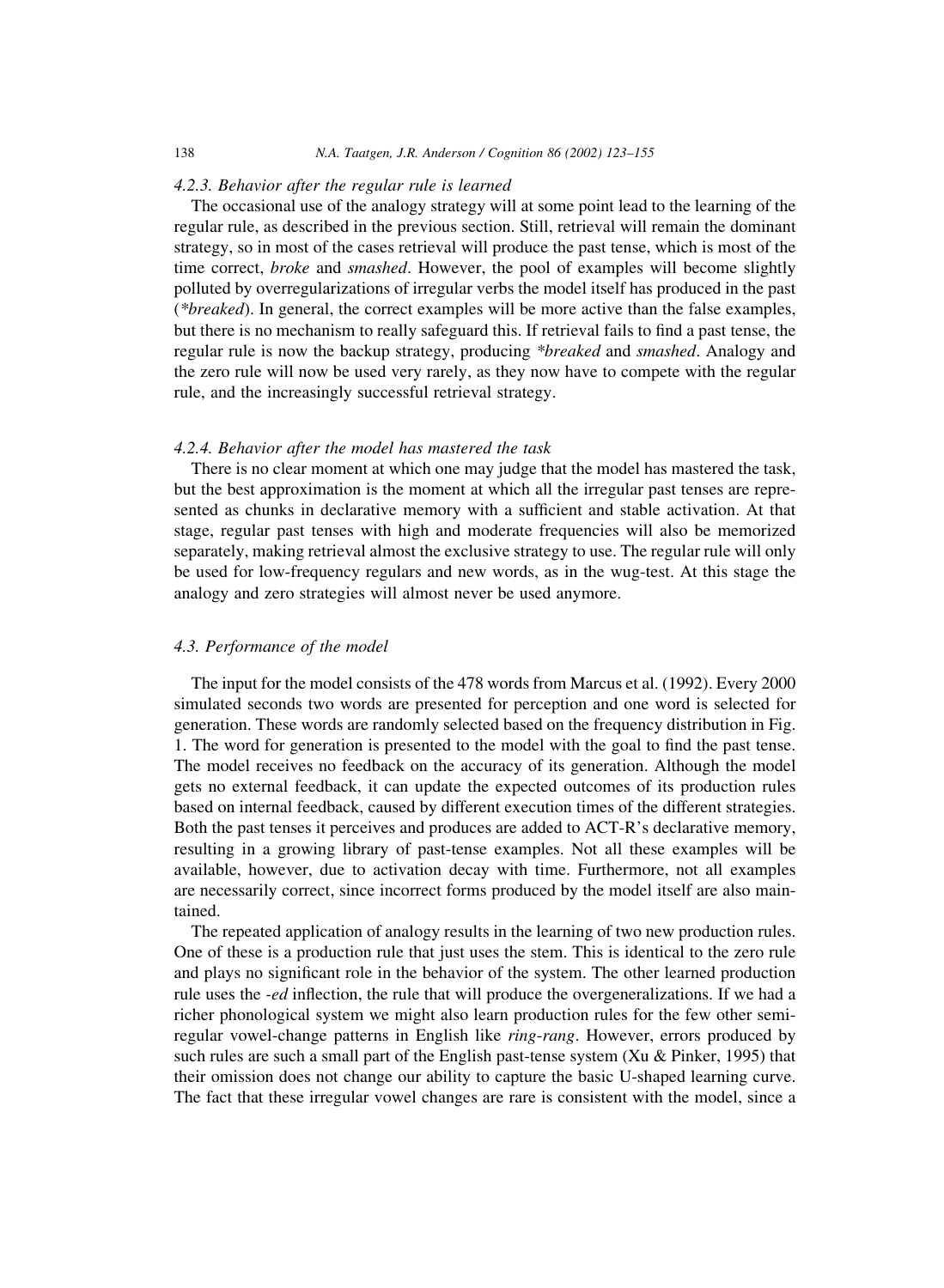#### 4.2.3. Behavior after the regular rule is learned

The occasional use of the analogy strategy will at some point lead to the learning of the regular rule, as described in the previous section. Still, retrieval will remain the dominant strategy, so in most of the cases retrieval will produce the past tense, which is most of the time correct, *broke* and *smashed*. However, the pool of examples will become slightly polluted by overregularizations of irregular verbs the model itself has produced in the past (*\*breaked*). In general, the correct examples will be more active than the false examples, but there is no mechanism to really safeguard this. If retrieval fails to find a past tense, the regular rule is now the backup strategy, producing *\*breaked* and *smashed*. Analogy and the zero rule will now be used very rarely, as they now have to compete with the regular rule, and the increasingly successful retrieval strategy.

#### 4.2.4. Behavior after the model has mastered the task

There is no clear moment at which one may judge that the model has mastered the task, but the best approximation is the moment at which all the irregular past tenses are represented as chunks in declarative memory with a sufficient and stable activation. At that stage, regular past tenses with high and moderate frequencies will also be memorized separately, making retrieval almost the exclusive strategy to use. The regular rule will only be used for low-frequency regulars and new words, as in the wug-test. At this stage the analogy and zero strategies will almost never be used anymore.

### 4.3. Performance of the model

The input for the model consists of the 478 words from Marcus et al. (1992). Every 2000 simulated seconds two words are presented for perception and one word is selected for generation. These words are randomly selected based on the frequency distribution in Fig. 1. The word for generation is presented to the model with the goal to find the past tense. The model receives no feedback on the accuracy of its generation. Although the model gets no external feedback, it can update the expected outcomes of its production rules based on internal feedback, caused by different execution times of the different strategies. Both the past tenses it perceives and produces are added to ACT-R's declarative memory, resulting in a growing library of past-tense examples. Not all these examples will be available, however, due to activation decay with time. Furthermore, not all examples are necessarily correct, since incorrect forms produced by the model itself are also maintained.

The repeated application of analogy results in the learning of two new production rules. One of these is a production rule that just uses the stem. This is identical to the zero rule and plays no significant role in the behavior of the system. The other learned production rule uses the *-ed* inflection, the rule that will produce the overgeneralizations. If we had a richer phonological system we might also learn production rules for the few other semi-regular vowel-change patterns in English like *ring-rang*. However, errors produced by such rules are such a small part of the English past-tense system (Xu & Pinker, 1995) that their omission does not change our ability to capture the basic U-shaped learning curve. The fact that these irregular vowel changes are rare is consistent with the model, since a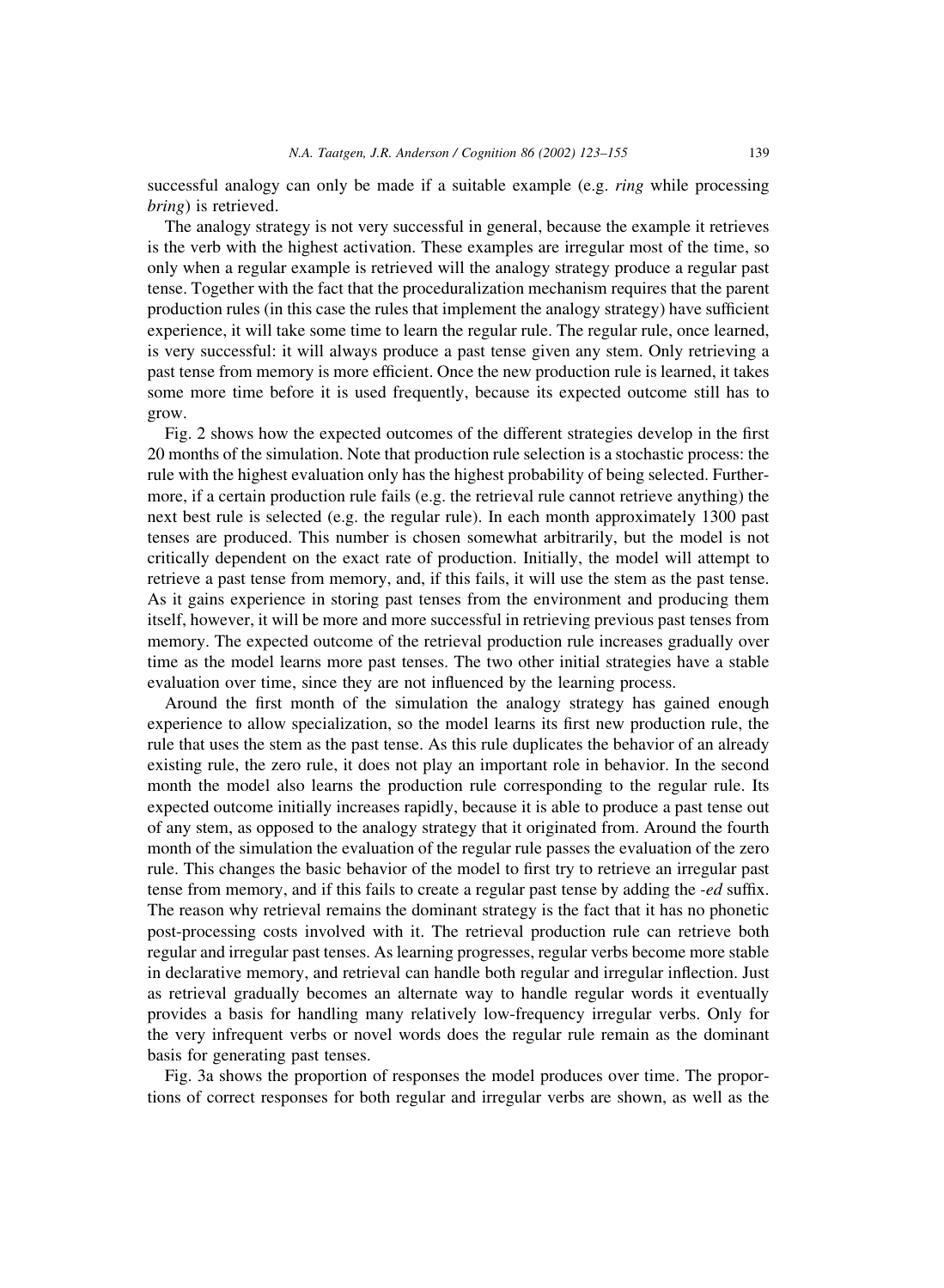successful analogy can only be made if a suitable example (e.g. *ring* while processing *bring*) is retrieved.

The analogy strategy is not very successful in general, because the example it retrieves is the verb with the highest activation. These examples are irregular most of the time, so only when a regular example is retrieved will the analogy strategy produce a regular past tense. Together with the fact that the proceduralization mechanism requires that the parent production rules (in this case the rules that implement the analogy strategy) have sufficient experience, it will take some time to learn the regular rule. The regular rule, once learned, is very successful: it will always produce a past tense given any stem. Only retrieving a past tense from memory is more efficient. Once the new production rule is learned, it takes some more time before it is used frequently, because its expected outcome still has to grow.

Fig. 2 shows how the expected outcomes of the different strategies develop in the first 20 months of the simulation. Note that production rule selection is a stochastic process: the rule with the highest evaluation only has the highest probability of being selected. Furthermore, if a certain production rule fails (e.g. the retrieval rule cannot retrieve anything) the next best rule is selected (e.g. the regular rule). In each month approximately 1300 past tenses are produced. This number is chosen somewhat arbitrarily, but the model is not critically dependent on the exact rate of production. Initially, the model will attempt to retrieve a past tense from memory, and, if this fails, it will use the stem as the past tense. As it gains experience in storing past tenses from the environment and producing them itself, however, it will be more and more successful in retrieving previous past tenses from memory. The expected outcome of the retrieval production rule increases gradually over time as the model learns more past tenses. The two other initial strategies have a stable evaluation over time, since they are not influenced by the learning process.

Around the first month of the simulation the analogy strategy has gained enough experience to allow specialization, so the model learns its first new production rule, the rule that uses the stem as the past tense. As this rule duplicates the behavior of an already existing rule, the zero rule, it does not play an important role in behavior. In the second month the model also learns the production rule corresponding to the regular rule. Its expected outcome initially increases rapidly, because it is able to produce a past tense out of any stem, as opposed to the analogy strategy that it originated from. Around the fourth month of the simulation the evaluation of the regular rule passes the evaluation of the zero rule. This changes the basic behavior of the model to first try to retrieve an irregular past tense from memory, and if this fails to create a regular past tense by adding the *-ed* suffix. The reason why retrieval remains the dominant strategy is the fact that it has no phonetic post-processing costs involved with it. The retrieval production rule can retrieve both regular and irregular past tenses. As learning progresses, regular verbs become more stable in declarative memory, and retrieval can handle both regular and irregular inflection. Just as retrieval gradually becomes an alternate way to handle regular words it eventually provides a basis for handling many relatively low-frequency irregular verbs. Only for the very infrequent verbs or novel words does the regular rule remain as the dominant basis for generating past tenses.

Fig. 3a shows the proportion of responses the model produces over time. The proportions of correct responses for both regular and irregular verbs are shown, as well as the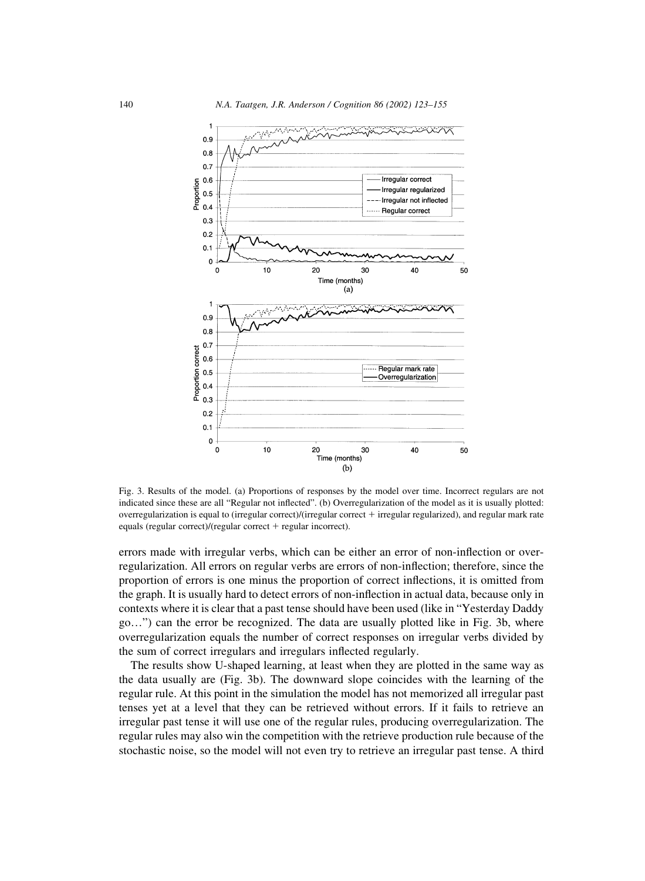Fig. 3. Results of the model. (a) Proportions of responses by the model over time. Incorrect regulars are not indicated since these are all "Regular not inflected". (b) Overregularization of the model as it is usually plotted: overregularization is equal to (irregular correct)/(irregular correct + irregular regularized), and regular mark rate equals (regular correct)/(regular correct + regular incorrect).

errors made with irregular verbs, which can be either an error of non-inflection or overregularization. All errors on regular verbs are errors of non-inflection; therefore, since the proportion of errors is one minus the proportion of correct inflections, it is omitted from the graph. It is usually hard to detect errors of non-inflection in actual data, because only in contexts where it is clear that a past tense should have been used (like in "Yesterday Daddy go…") can the error be recognized. The data are usually plotted like in Fig. 3b, where overregularization equals the number of correct responses on irregular verbs divided by the sum of correct irregulars and irregulars inflected regularly.

The results show U-shaped learning, at least when they are plotted in the same way as the data usually are (Fig. 3b). The downward slope coincides with the learning of the regular rule. At this point in the simulation the model has not memorized all irregular past tenses yet at a level that they can be retrieved without errors. If it fails to retrieve an irregular past tense it will use one of the regular rules, producing overregularization. The regular rules may also win the competition with the retrieve production rule because of the stochastic noise, so the model will not even try to retrieve an irregular past tense. A third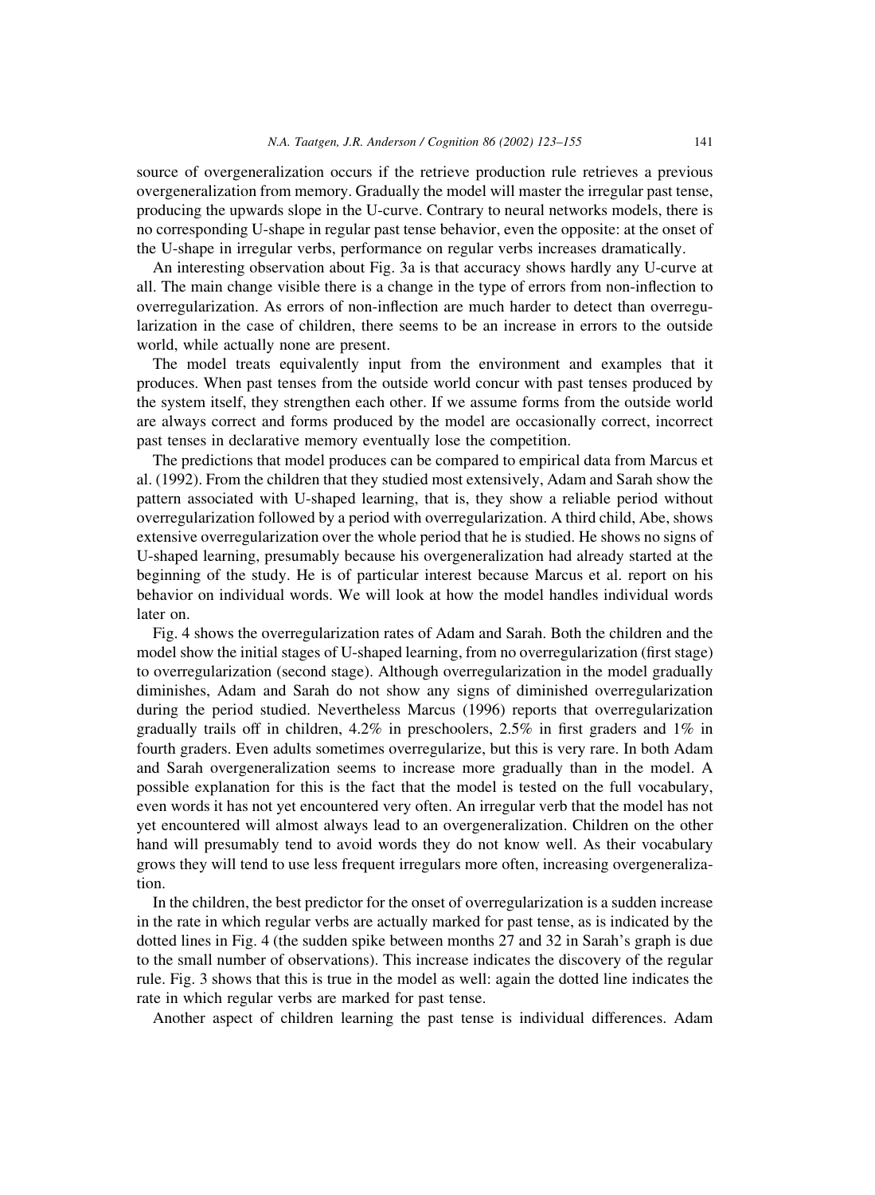source of overgeneralization occurs if the retrieve production rule retrieves a previous overgeneralization from memory. Gradually the model will master the irregular past tense, producing the upwards slope in the U-curve. Contrary to neural networks models, there is no corresponding U-shape in regular past tense behavior, even the opposite: at the onset of the U-shape in irregular verbs, performance on regular verbs increases dramatically.

An interesting observation about Fig. 3a is that accuracy shows hardly any U-curve at all. The main change visible there is a change in the type of errors from non-inflection to overregularization. As errors of non-inflection are much harder to detect than overregularization in the case of children, there seems to be an increase in errors to the outside world, while actually none are present.

The model treats equivalently input from the environment and examples that it produces. When past tenses from the outside world concur with past tenses produced by the system itself, they strengthen each other. If we assume forms from the outside world are always correct and forms produced by the model are occasionally correct, incorrect past tenses in declarative memory eventually lose the competition.

The predictions that model produces can be compared to empirical data from Marcus et al. (1992). From the children that they studied most extensively, Adam and Sarah show the pattern associated with U-shaped learning, that is, they show a reliable period without overregularization followed by a period with overregularization. A third child, Abe, shows extensive overregularization over the whole period that he is studied. He shows no signs of U-shaped learning, presumably because his overgeneralization had already started at the beginning of the study. He is of particular interest because Marcus et al. report on his behavior on individual words. We will look at how the model handles individual words later on.

Fig. 4 shows the overregularization rates of Adam and Sarah. Both the children and the model show the initial stages of U-shaped learning, from no overregularization (first stage) to overregularization (second stage). Although overregularization in the model gradually diminishes, Adam and Sarah do not show any signs of diminished overregularization during the period studied. Nevertheless Marcus (1996) reports that overregularization gradually trails off in children, 4.2% in preschoolers, 2.5% in first graders and 1% in fourth graders. Even adults sometimes overregularize, but this is very rare. In both Adam and Sarah overgeneralization seems to increase more gradually than in the model. A possible explanation for this is the fact that the model is tested on the full vocabulary, even words it has not yet encountered very often. An irregular verb that the model has not yet encountered will almost always lead to an overgeneralization. Children on the other hand will presumably tend to avoid words they do not know well. As their vocabulary grows they will tend to use less frequent irregulars more often, increasing overgeneralization.

In the children, the best predictor for the onset of overregularization is a sudden increase in the rate in which regular verbs are actually marked for past tense, as is indicated by the dotted lines in Fig. 4 (the sudden spike between months 27 and 32 in Sarah's graph is due to the small number of observations). This increase indicates the discovery of the regular rule. Fig. 3 shows that this is true in the model as well: again the dotted line indicates the rate in which regular verbs are marked for past tense.

Another aspect of children learning the past tense is individual differences. Adam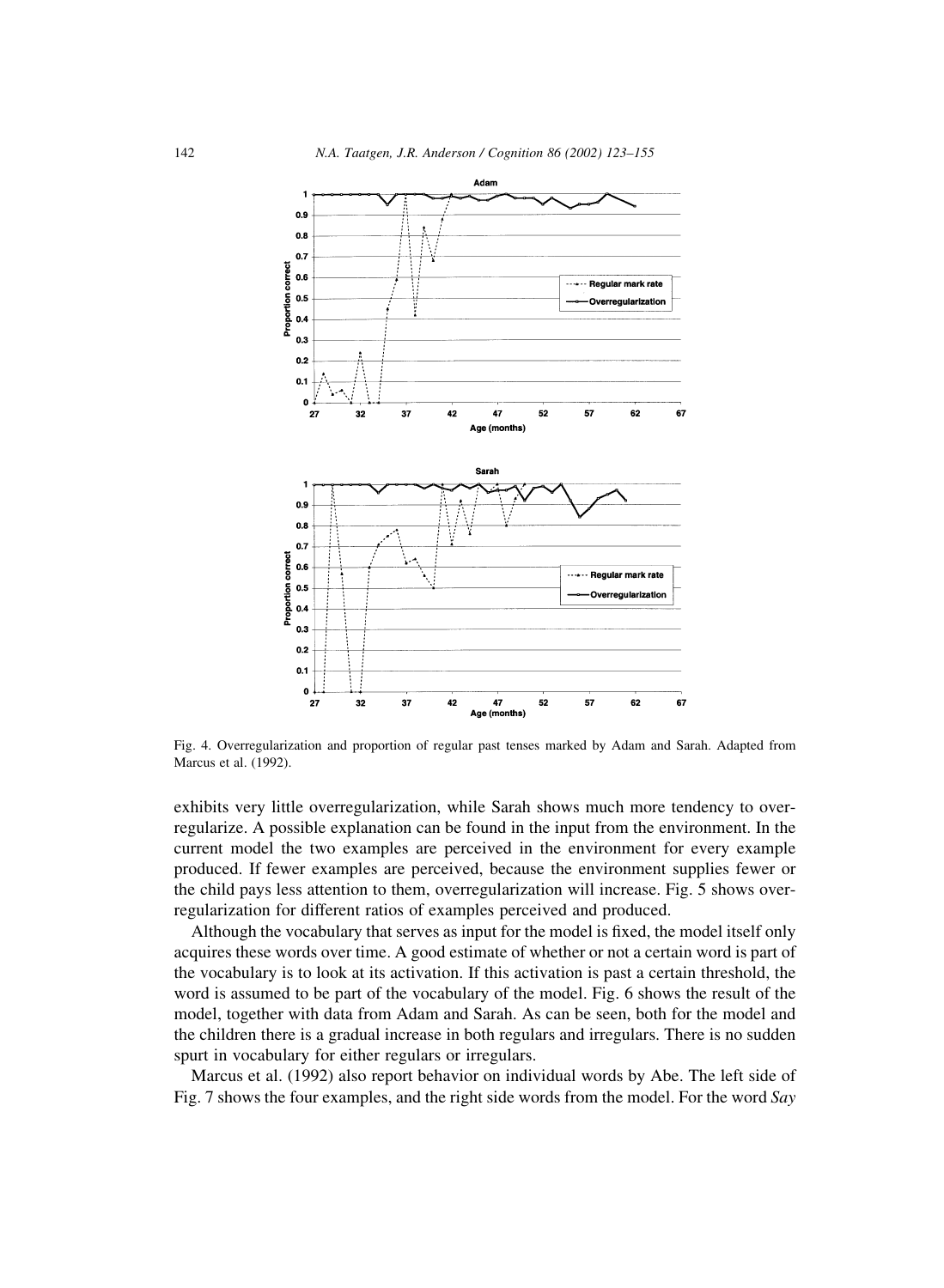Fig. 4. Overregularization and proportion of regular past tenses marked by Adam and Sarah. Adapted from Marcus et al. (1992).

exhibits very little overregularization, while Sarah shows much more tendency to overregularize. A possible explanation can be found in the input from the environment. In the current model the two examples are perceived in the environment for every example produced. If fewer examples are perceived, because the environment supplies fewer or the child pays less attention to them, overregularization will increase. Fig. 5 shows overregularization for different ratios of examples perceived and produced.

Although the vocabulary that serves as input for the model is fixed, the model itself only acquires these words over time. A good estimate of whether or not a certain word is part of the vocabulary is to look at its activation. If this activation is past a certain threshold, the word is assumed to be part of the vocabulary of the model. Fig. 6 shows the result of the model, together with data from Adam and Sarah. As can be seen, both for the model and the children there is a gradual increase in both regulars and irregulars. There is no sudden spurt in vocabulary for either regulars or irregulars.

Marcus et al. (1992) also report behavior on individual words by Abe. The left side of Fig. 7 shows the four examples, and the right side words from the model. For the word *Say*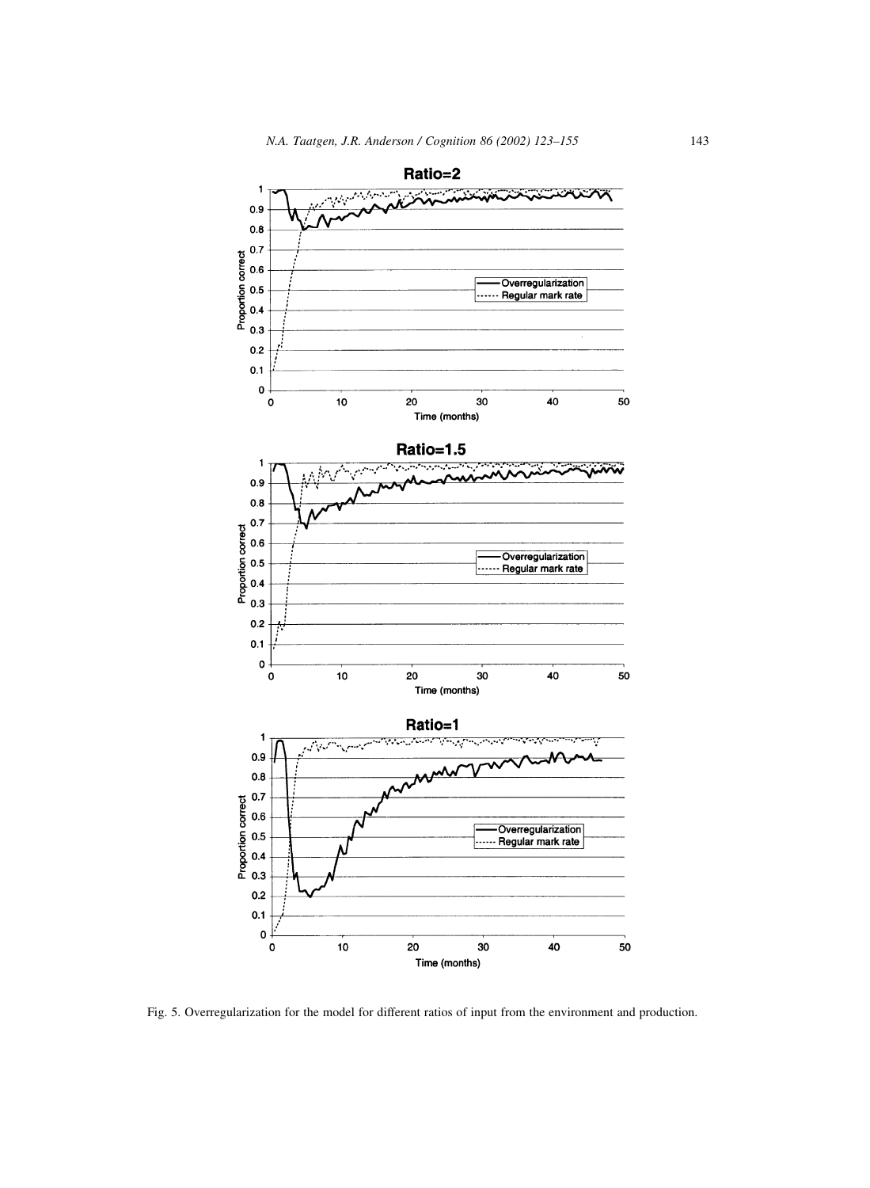Fig. 5. Overregularization for the model for different ratios of input from the environment and production.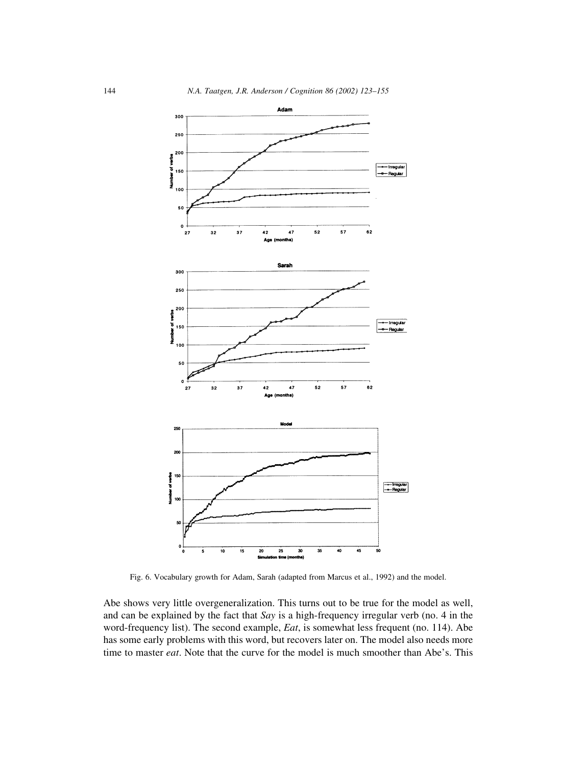Fig. 6. Vocabulary growth for Adam, Sarah (adapted from Marcus et al., 1992) and the model.

Abe shows very little overgeneralization. This turns out to be true for the model as well, and can be explained by the fact that *Say* is a high-frequency irregular verb (no. 4 in the word-frequency list). The second example, *Eat*, is somewhat less frequent (no. 114). Abe has some early problems with this word, but recovers later on. The model also needs more time to master *eat*. Note that the curve for the model is much smoother than Abe's. This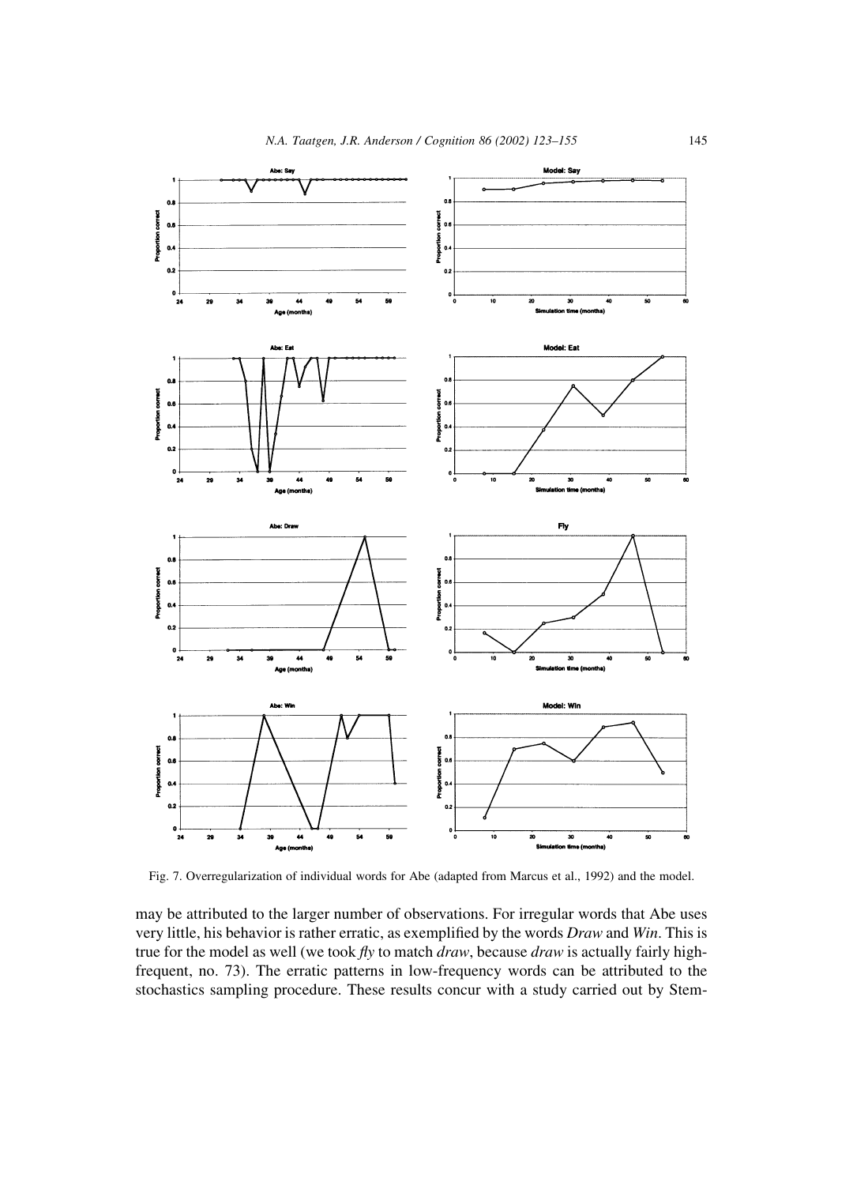Fig. 7. Overregularization of individual words for Abe (adapted from Marcus et al., 1992) and the model.

may be attributed to the larger number of observations. For irregular words that Abe uses very little, his behavior is rather erratic, as exemplified by the words *Draw* and *Win*. This is true for the model as well (we took *fly* to match *draw*, because *draw* is actually fairly high-frequent, no. 73). The erratic patterns in low-frequency words can be attributed to the stochastics sampling procedure. These results concur with a study carried out by Stem-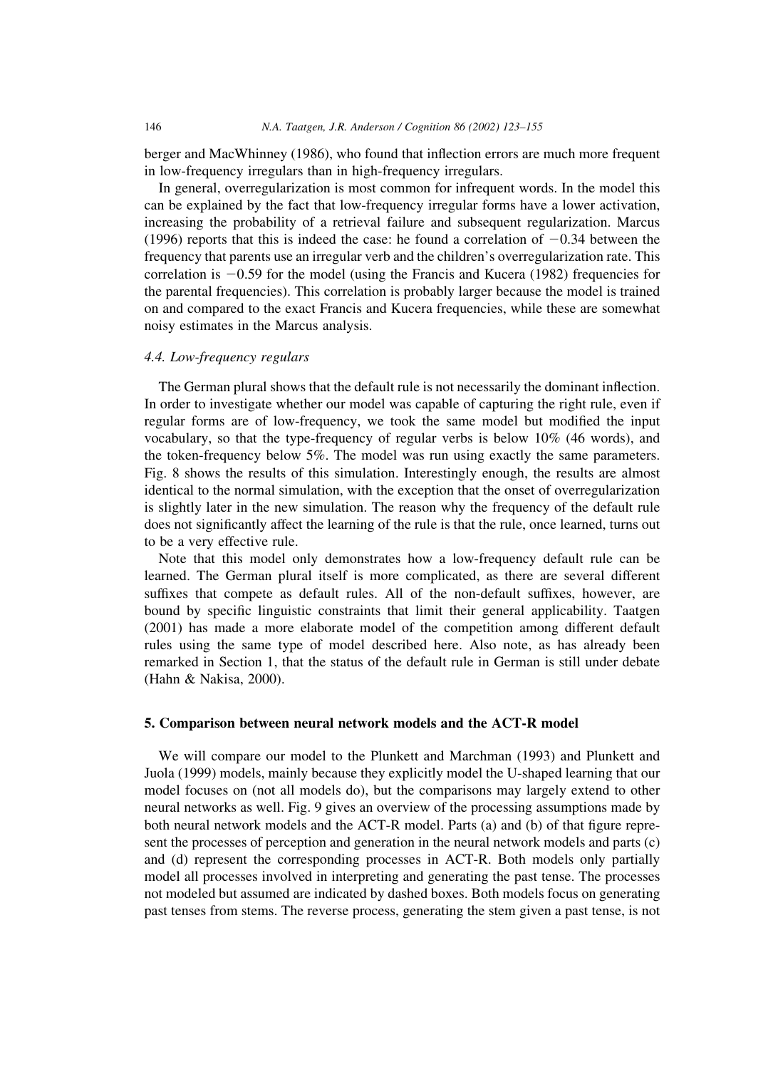berger and MacWhinney (1986), who found that inflection errors are much more frequent in low-frequency irregulars than in high-frequency irregulars.

In general, overregularization is most common for infrequent words. In the model this can be explained by the fact that low-frequency irregular forms have a lower activation, increasing the probability of a retrieval failure and subsequent regularization. Marcus (1996) reports that this is indeed the case: he found a correlation of $-0.34$ between the frequency that parents use an irregular verb and the children's overregularization rate. This correlation is $-0.59$ for the model (using the Francis and Kucera (1982) frequencies for the parental frequencies). This correlation is probably larger because the model is trained on and compared to the exact Francis and Kucera frequencies, while these are somewhat noisy estimates in the Marcus analysis.

### *4.4. Low-frequency regulars*

The German plural shows that the default rule is not necessarily the dominant inflection. In order to investigate whether our model was capable of capturing the right rule, even if regular forms are of low-frequency, we took the same model but modified the input vocabulary, so that the type-frequency of regular verbs is below 10% (46 words), and the token-frequency below 5%. The model was run using exactly the same parameters. Fig. 8 shows the results of this simulation. Interestingly enough, the results are almost identical to the normal simulation, with the exception that the onset of overregularization is slightly later in the new simulation. The reason why the frequency of the default rule does not significantly affect the learning of the rule is that the rule, once learned, turns out to be a very effective rule.

Note that this model only demonstrates how a low-frequency default rule can be learned. The German plural itself is more complicated, as there are several different suffixes that compete as default rules. All of the non-default suffixes, however, are bound by specific linguistic constraints that limit their general applicability. Taatgen (2001) has made a more elaborate model of the competition among different default rules using the same type of model described here. Also note, as has already been remarked in Section 1, that the status of the default rule in German is still under debate (Hahn & Nakisa, 2000).

## 5. Comparison between neural network models and the ACT-R model

We will compare our model to the Plunkett and Marchman (1993) and Plunkett and Juola (1999) models, mainly because they explicitly model the U-shaped learning that our model focuses on (not all models do), but the comparisons may largely extend to other neural networks as well. Fig. 9 gives an overview of the processing assumptions made by both neural network models and the ACT-R model. Parts (a) and (b) of that figure represent the processes of perception and generation in the neural network models and parts (c) and (d) represent the corresponding processes in ACT-R. Both models only partially model all processes involved in interpreting and generating the past tense. The processes not modeled but assumed are indicated by dashed boxes. Both models focus on generating past tenses from stems. The reverse process, generating the stem given a past tense, is not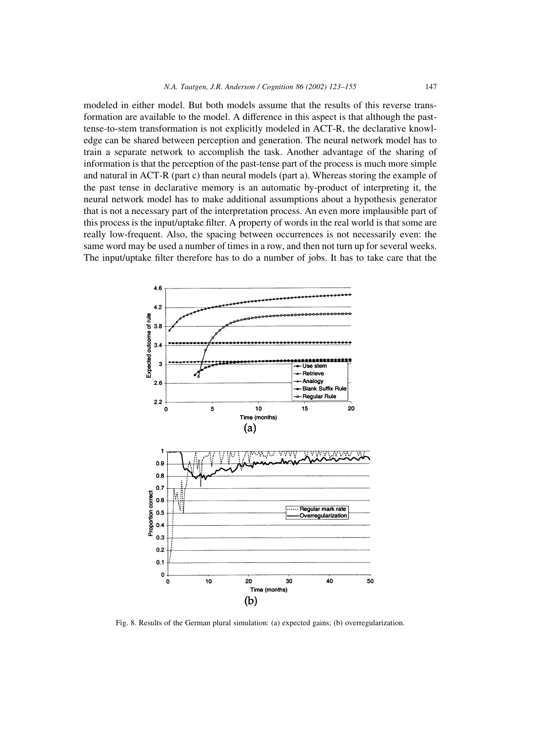modeled in either model. But both models assume that the results of this reverse transformation are available to the model. A difference in this aspect is that although the past-tense-to-stem transformation is not explicitly modeled in ACT-R, the declarative knowledge can be shared between perception and generation. The neural network model has to train a separate network to accomplish the task. Another advantage of the sharing of information is that the perception of the past-tense part of the process is much more simple and natural in ACT-R (part c) than neural models (part a). Whereas storing the example of the past tense in declarative memory is an automatic by-product of interpreting it, the neural network model has to make additional assumptions about a hypothesis generator that is not a necessary part of the interpretation process. An even more implausible part of this process is the input/uptake filter. A property of words in the real world is that some are really low-frequent. Also, the spacing between occurrences is not necessarily even: the same word may be used a number of times in a row, and then not turn up for several weeks. The input/uptake filter therefore has to do a number of jobs. It has to take care that the

Fig. 8. Results of the German plural simulation: (a) expected gains; (b) overregularization.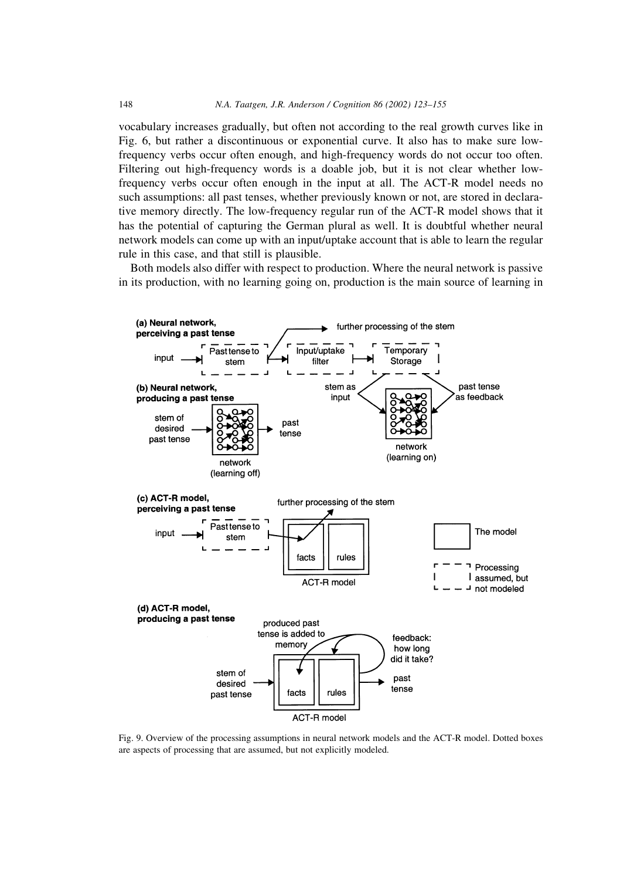vocabulary increases gradually, but often not according to the real growth curves like in Fig. 6, but rather a discontinuous or exponential curve. It also has to make sure low-frequency verbs occur often enough, and high-frequency words do not occur too often. Filtering out high-frequency words is a doable job, but it is not clear whether low-frequency verbs occur often enough in the input at all. The ACT-R model needs no such assumptions: all past tenses, whether previously known or not, are stored in declarative memory directly. The low-frequency regular run of the ACT-R model shows that it has the potential of capturing the German plural as well. It is doubtful whether neural network models can come up with an input/uptake account that is able to learn the regular rule in this case, and that still is plausible.

Both models also differ with respect to production. Where the neural network is passive in its production, with no learning going on, production is the main source of learning in

Fig. 9. Overview of the processing assumptions in neural network models and the ACT-R model. Dotted boxes are aspects of processing that are assumed, but not explicitly modeled.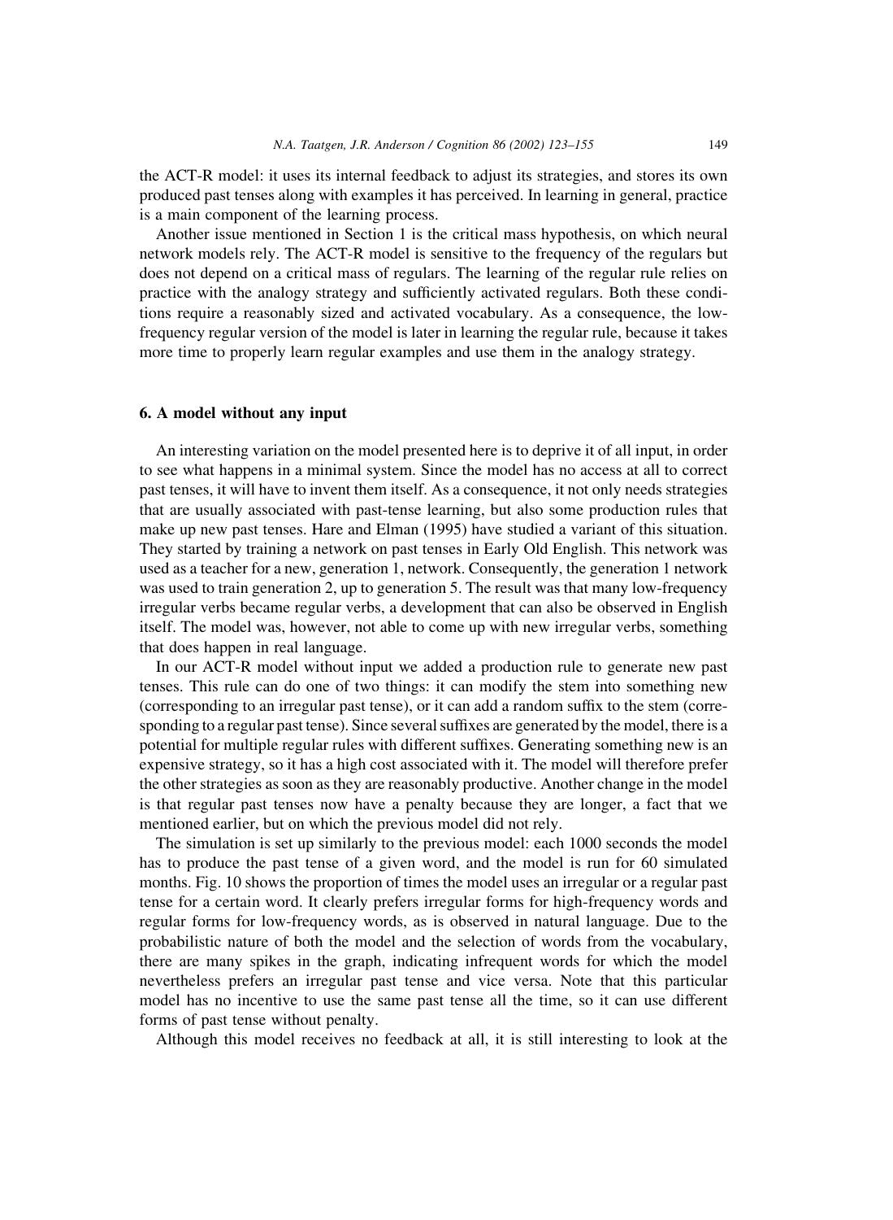the ACT-R model: it uses its internal feedback to adjust its strategies, and stores its own produced past tenses along with examples it has perceived. In learning in general, practice is a main component of the learning process.

Another issue mentioned in Section 1 is the critical mass hypothesis, on which neural network models rely. The ACT-R model is sensitive to the frequency of the regulars but does not depend on a critical mass of regulars. The learning of the regular rule relies on practice with the analogy strategy and sufficiently activated regulars. Both these conditions require a reasonably sized and activated vocabulary. As a consequence, the low-frequency regular version of the model is later in learning the regular rule, because it takes more time to properly learn regular examples and use them in the analogy strategy.

## 6. A model without any input

An interesting variation on the model presented here is to deprive it of all input, in order to see what happens in a minimal system. Since the model has no access at all to correct past tenses, it will have to invent them itself. As a consequence, it not only needs strategies that are usually associated with past-tense learning, but also some production rules that make up new past tenses. Hare and Elman (1995) have studied a variant of this situation. They started by training a network on past tenses in Early Old English. This network was used as a teacher for a new, generation 1, network. Consequently, the generation 1 network was used to train generation 2, up to generation 5. The result was that many low-frequency irregular verbs became regular verbs, a development that can also be observed in English itself. The model was, however, not able to come up with new irregular verbs, something that does happen in real language.

In our ACT-R model without input we added a production rule to generate new past tenses. This rule can do one of two things: it can modify the stem into something new (corresponding to an irregular past tense), or it can add a random suffix to the stem (corresponding to a regular past tense). Since several suffixes are generated by the model, there is a potential for multiple regular rules with different suffixes. Generating something new is an expensive strategy, so it has a high cost associated with it. The model will therefore prefer the other strategies as soon as they are reasonably productive. Another change in the model is that regular past tenses now have a penalty because they are longer, a fact that we mentioned earlier, but on which the previous model did not rely.

The simulation is set up similarly to the previous model: each 1000 seconds the model has to produce the past tense of a given word, and the model is run for 60 simulated months. Fig. 10 shows the proportion of times the model uses an irregular or a regular past tense for a certain word. It clearly prefers irregular forms for high-frequency words and regular forms for low-frequency words, as is observed in natural language. Due to the probabilistic nature of both the model and the selection of words from the vocabulary, there are many spikes in the graph, indicating infrequent words for which the model nevertheless prefers an irregular past tense and vice versa. Note that this particular model has no incentive to use the same past tense all the time, so it can use different forms of past tense without penalty.

Although this model receives no feedback at all, it is still interesting to look at the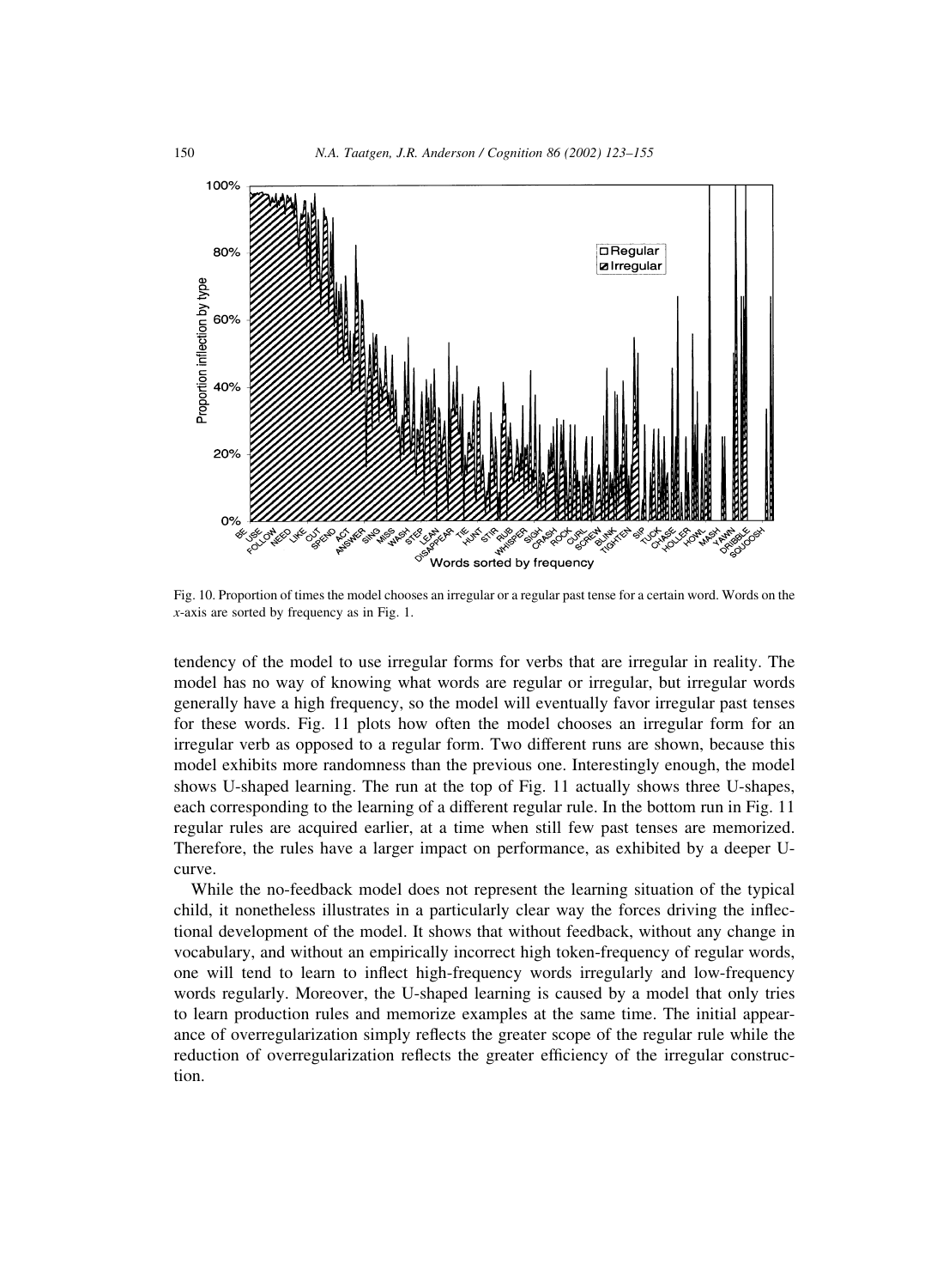Fig. 10. Proportion of times the model chooses an irregular or a regular past tense for a certain word. Words on the *x*-axis are sorted by frequency as in Fig. 1.

tendency of the model to use irregular forms for verbs that are irregular in reality. The model has no way of knowing what words are regular or irregular, but irregular words generally have a high frequency, so the model will eventually favor irregular past tenses for these words. Fig. 11 plots how often the model chooses an irregular form for an irregular verb as opposed to a regular form. Two different runs are shown, because this model exhibits more randomness than the previous one. Interestingly enough, the model shows U-shaped learning. The run at the top of Fig. 11 actually shows three U-shapes, each corresponding to the learning of a different regular rule. In the bottom run in Fig. 11 regular rules are acquired earlier, at a time when still few past tenses are memorized. Therefore, the rules have a larger impact on performance, as exhibited by a deeper U-curve.

While the no-feedback model does not represent the learning situation of the typical child, it nonetheless illustrates in a particularly clear way the forces driving the inflectional development of the model. It shows that without feedback, without any change in vocabulary, and without an empirically incorrect high token-frequency of regular words, one will tend to learn to inflect high-frequency words irregularly and low-frequency words regularly. Moreover, the U-shaped learning is caused by a model that only tries to learn production rules and memorize examples at the same time. The initial appearance of overregularization simply reflects the greater scope of the regular rule while the reduction of overregularization reflects the greater efficiency of the irregular construction.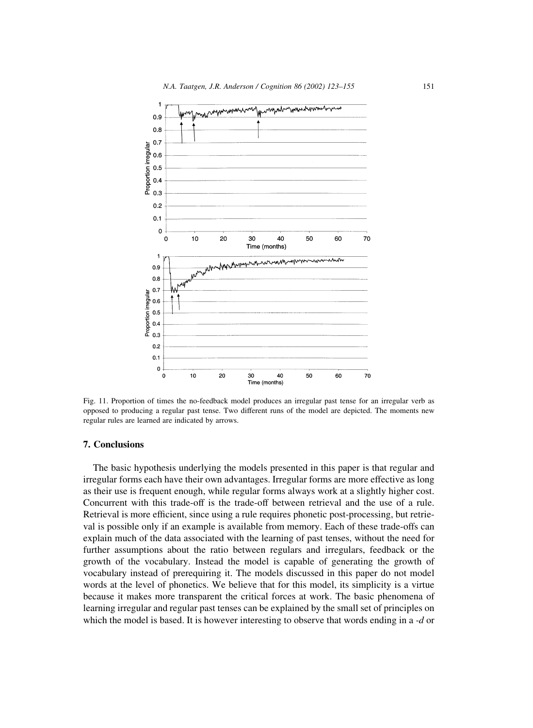Fig. 11. Proportion of times the no-feedback model produces an irregular past tense for an irregular verb as opposed to producing a regular past tense. Two different runs of the model are depicted. The moments new regular rules are learned are indicated by arrows.

## 7. Conclusions

The basic hypothesis underlying the models presented in this paper is that regular and irregular forms each have their own advantages. Irregular forms are more effective as long as their use is frequent enough, while regular forms always work at a slightly higher cost. Concurrent with this trade-off is the trade-off between retrieval and the use of a rule. Retrieval is more efficient, since using a rule requires phonetic post-processing, but retrieval is possible only if an example is available from memory. Each of these trade-offs can explain much of the data associated with the learning of past tenses, without the need for further assumptions about the ratio between regulars and irregulars, feedback or the growth of the vocabulary. Instead the model is capable of generating the growth of vocabulary instead of prerequiring it. The models discussed in this paper do not model words at the level of phonetics. We believe that for this model, its simplicity is a virtue because it makes more transparent the critical forces at work. The basic phenomena of learning irregular and regular past tenses can be explained by the small set of principles on which the model is based. It is however interesting to observe that words ending in a *-d* or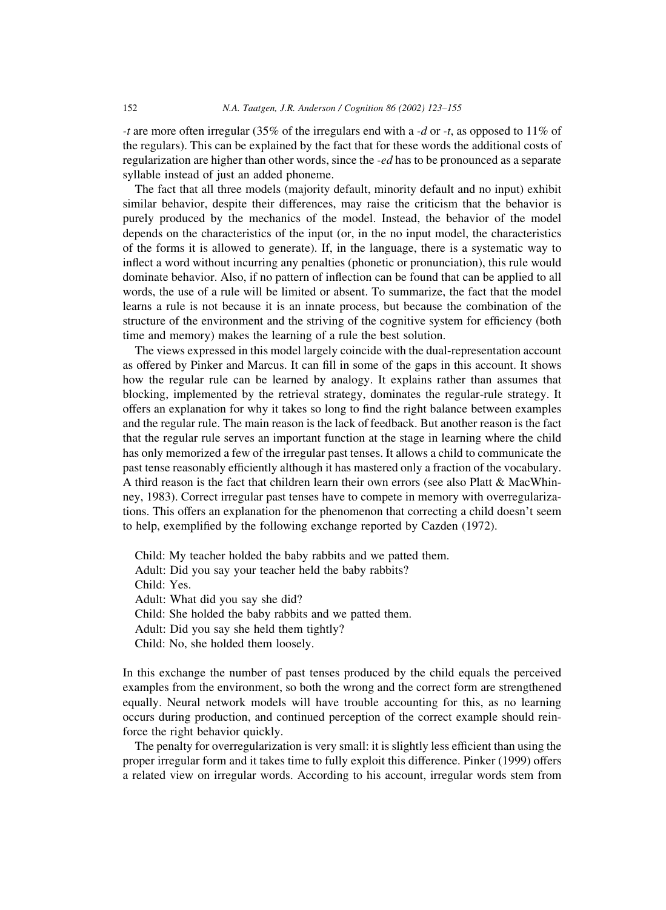*-t* are more often irregular (35% of the irregulars end with a *-d* or *-t*, as opposed to 11% of the regulars). This can be explained by the fact that for these words the additional costs of regularization are higher than other words, since the *-ed* has to be pronounced as a separate syllable instead of just an added phoneme.

The fact that all three models (majority default, minority default and no input) exhibit similar behavior, despite their differences, may raise the criticism that the behavior is purely produced by the mechanics of the model. Instead, the behavior of the model depends on the characteristics of the input (or, in the no input model, the characteristics of the forms it is allowed to generate). If, in the language, there is a systematic way to inflect a word without incurring any penalties (phonetic or pronunciation), this rule would dominate behavior. Also, if no pattern of inflection can be found that can be applied to all words, the use of a rule will be limited or absent. To summarize, the fact that the model learns a rule is not because it is an innate process, but because the combination of the structure of the environment and the striving of the cognitive system for efficiency (both time and memory) makes the learning of a rule the best solution.

The views expressed in this model largely coincide with the dual-representation account as offered by Pinker and Marcus. It can fill in some of the gaps in this account. It shows how the regular rule can be learned by analogy. It explains rather than assumes that blocking, implemented by the retrieval strategy, dominates the regular-rule strategy. It offers an explanation for why it takes so long to find the right balance between examples and the regular rule. The main reason is the lack of feedback. But another reason is the fact that the regular rule serves an important function at the stage in learning where the child has only memorized a few of the irregular past tenses. It allows a child to communicate the past tense reasonably efficiently although it has mastered only a fraction of the vocabulary. A third reason is the fact that children learn their own errors (see also Platt & MacWhinney, 1983). Correct irregular past tenses have to compete in memory with overregularizations. This offers an explanation for the phenomenon that correcting a child doesn't seem to help, exemplified by the following exchange reported by Cazden (1972).

Child: My teacher holded the baby rabbits and we patted them.
Adult: Did you say your teacher held the baby rabbits?
Child: Yes.
Adult: What did you say she did?
Child: She holded the baby rabbits and we patted them.
Adult: Did you say she held them tightly?
Child: No, she holded them loosely.

In this exchange the number of past tenses produced by the child equals the perceived examples from the environment, so both the wrong and the correct form are strengthened equally. Neural network models will have trouble accounting for this, as no learning occurs during production, and continued perception of the correct example should reinforce the right behavior quickly.

The penalty for overregularization is very small: it is slightly less efficient than using the proper irregular form and it takes time to fully exploit this difference. Pinker (1999) offers a related view on irregular words. According to his account, irregular words stem from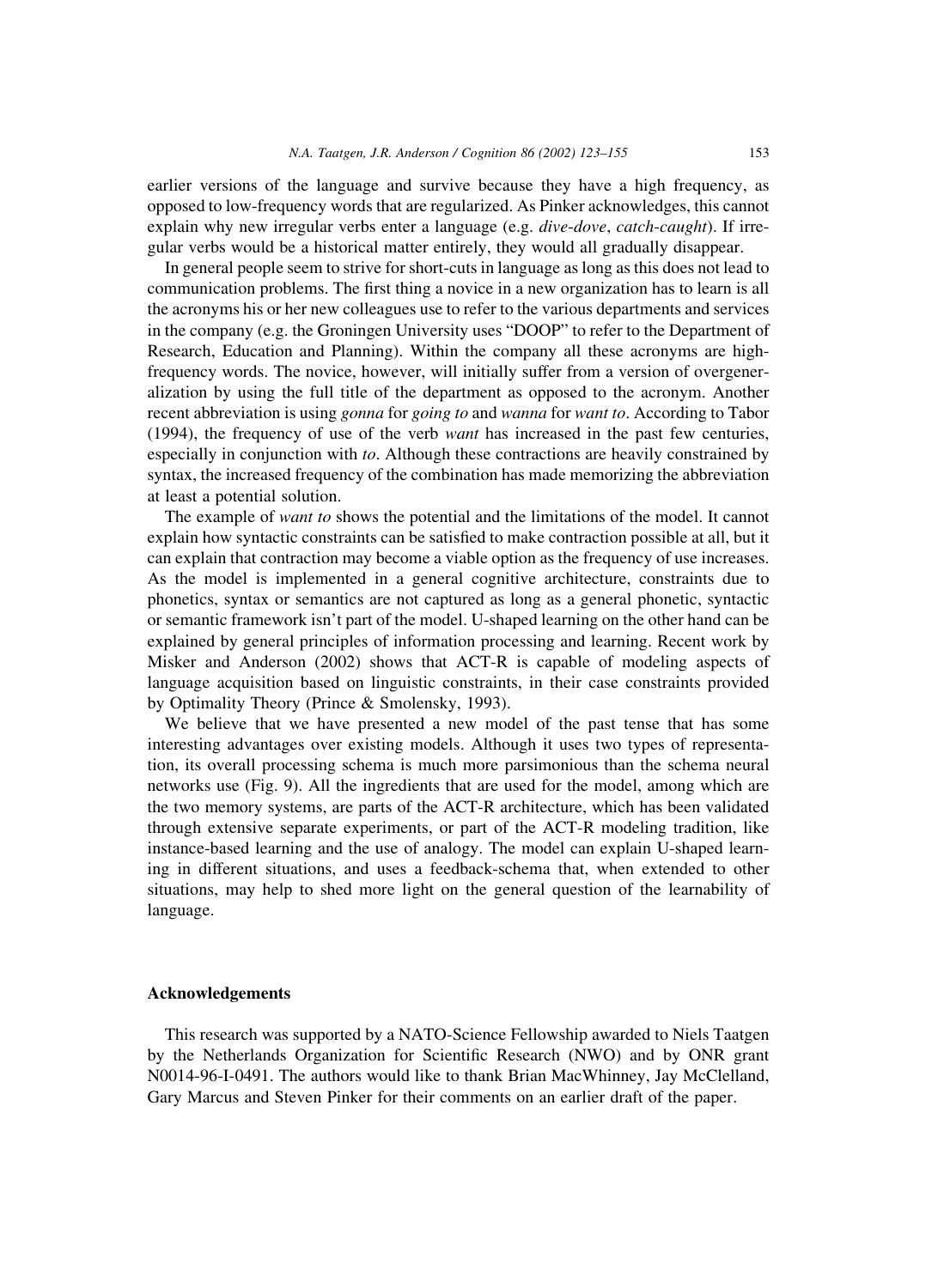earlier versions of the language and survive because they have a high frequency, as opposed to low-frequency words that are regularized. As Pinker acknowledges, this cannot explain why new irregular verbs enter a language (e.g. *dive-dove*, *catch-caught*). If irregular verbs would be a historical matter entirely, they would all gradually disappear.

In general people seem to strive for short-cuts in language as long as this does not lead to communication problems. The first thing a novice in a new organization has to learn is all the acronyms his or her new colleagues use to refer to the various departments and services in the company (e.g. the Groningen University uses "DOOP" to refer to the Department of Research, Education and Planning). Within the company all these acronyms are high-frequency words. The novice, however, will initially suffer from a version of overgeneralization by using the full title of the department as opposed to the acronym. Another recent abbreviation is using *gonna* for *going to* and *wanna* for *want to*. According to Tabor (1994), the frequency of use of the verb *want* has increased in the past few centuries, especially in conjunction with *to*. Although these contractions are heavily constrained by syntax, the increased frequency of the combination has made memorizing the abbreviation at least a potential solution.

The example of *want to* shows the potential and the limitations of the model. It cannot explain how syntactic constraints can be satisfied to make contraction possible at all, but it can explain that contraction may become a viable option as the frequency of use increases. As the model is implemented in a general cognitive architecture, constraints due to phonetics, syntax or semantics are not captured as long as a general phonetic, syntactic or semantic framework isn't part of the model. U-shaped learning on the other hand can be explained by general principles of information processing and learning. Recent work by Misker and Anderson (2002) shows that ACT-R is capable of modeling aspects of language acquisition based on linguistic constraints, in their case constraints provided by Optimality Theory (Prince & Smolensky, 1993).

We believe that we have presented a new model of the past tense that has some interesting advantages over existing models. Although it uses two types of representation, its overall processing schema is much more parsimonious than the schema neural networks use (Fig. 9). All the ingredients that are used for the model, among which are the two memory systems, are parts of the ACT-R architecture, which has been validated through extensive separate experiments, or part of the ACT-R modeling tradition, like instance-based learning and the use of analogy. The model can explain U-shaped learning in different situations, and uses a feedback-schema that, when extended to other situations, may help to shed more light on the general question of the learnability of language.

## Acknowledgements

This research was supported by a NATO-Science Fellowship awarded to Niels Taatgen by the Netherlands Organization for Scientific Research (NWO) and by ONR grant N0014-96-I-0491. The authors would like to thank Brian MacWhinney, Jay McClelland, Gary Marcus and Steven Pinker for their comments on an earlier draft of the paper.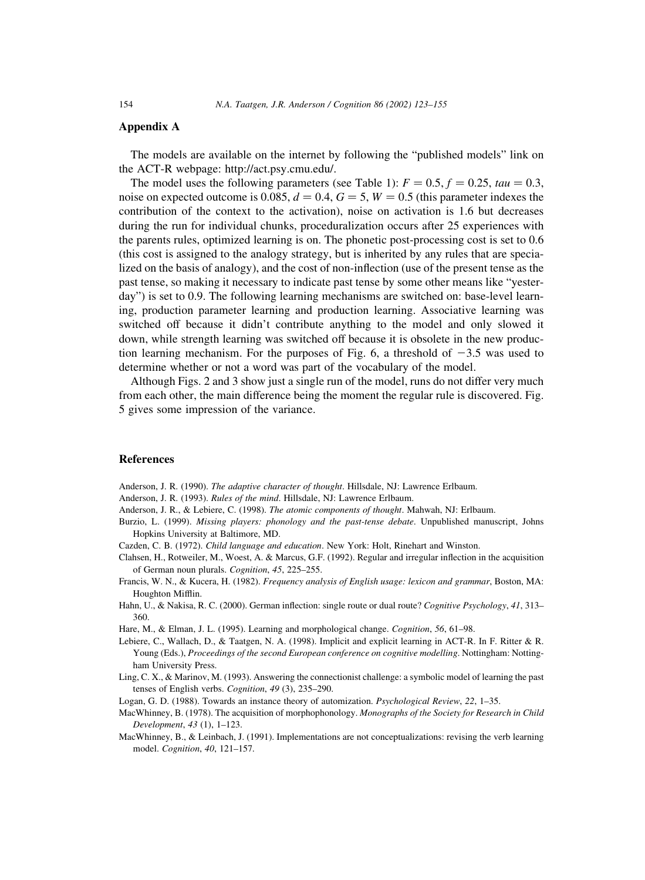## Appendix A

The models are available on the internet by following the "published models" link on the ACT-R webpage: http://act.psy.cmu.edu/.

The model uses the following parameters (see Table 1): $F = 0.5$, $f = 0.25$, $tau = 0.3$, noise on expected outcome is 0.085, $d = 0.4$, $G = 5$, $W = 0.5$ (this parameter indexes the contribution of the context to the activation), noise on activation is 1.6 but decreases during the run for individual chunks, proceduralization occurs after 25 experiences with the parents rules, optimized learning is on. The phonetic post-processing cost is set to 0.6 (this cost is assigned to the analogy strategy, but is inherited by any rules that are specialized on the basis of analogy), and the cost of non-inflection (use of the present tense as the past tense, so making it necessary to indicate past tense by some other means like "yesterday") is set to 0.9. The following learning mechanisms are switched on: base-level learning, production parameter learning and production learning. Associative learning was switched off because it didn't contribute anything to the model and only slowed it down, while strength learning was switched off because it is obsolete in the new production learning mechanism. For the purposes of Fig. 6, a threshold of $-3.5$ was used to determine whether or not a word was part of the vocabulary of the model.

Although Figs. 2 and 3 show just a single run of the model, runs do not differ very much from each other, the main difference being the moment the regular rule is discovered. Fig. 5 gives some impression of the variance.

## References

Anderson, J. R. (1990). *The adaptive character of thought*. Hillsdale, NJ: Lawrence Erlbaum.

Anderson, J. R. (1993). *Rules of the mind*. Hillsdale, NJ: Lawrence Erlbaum.

Anderson, J. R., & Lebiere, C. (1998). *The atomic components of thought*. Mahwah, NJ: Erlbaum.

Burzio, L. (1999). *Missing players: phonology and the past-tense debate*. Unpublished manuscript, Johns Hopkins University at Baltimore, MD.

Cazden, C. B. (1972). *Child language and education*. New York: Holt, Rinehart and Winston.

Clahsen, H., Rotweiler, M., Woest, A. & Marcus, G.F. (1992). Regular and irregular inflection in the acquisition of German noun plurals. *Cognition*, *45*, 225–255.

Francis, W. N., & Kucera, H. (1982). *Frequency analysis of English usage: lexicon and grammar*, Boston, MA: Houghton Mifflin.

Hahn, U., & Nakisa, R. C. (2000). German inflection: single route or dual route? *Cognitive Psychology*, *41*, 313–360.

Hare, M., & Elman, J. L. (1995). Learning and morphological change. *Cognition*, *56*, 61–98.

Lebiere, C., Wallach, D., & Taatgen, N. A. (1998). Implicit and explicit learning in ACT-R. In F. Ritter & R. Young (Eds.), *Proceedings of the second European conference on cognitive modelling*. Nottingham: Nottingham University Press.

Ling, C. X., & Marinov, M. (1993). Answering the connectionist challenge: a symbolic model of learning the past tenses of English verbs. *Cognition*, *49* (3), 235–290.

Logan, G. D. (1988). Towards an instance theory of automization. *Psychological Review*, *22*, 1–35.

MacWhinney, B. (1978). The acquisition of morphophonology. *Monographs of the Society for Research in Child Development*, *43* (1), 1–123.

MacWhinney, B., & Leinbach, J. (1991). Implementations are not conceptualizations: revising the verb learning model. *Cognition*, *40*, 121–157.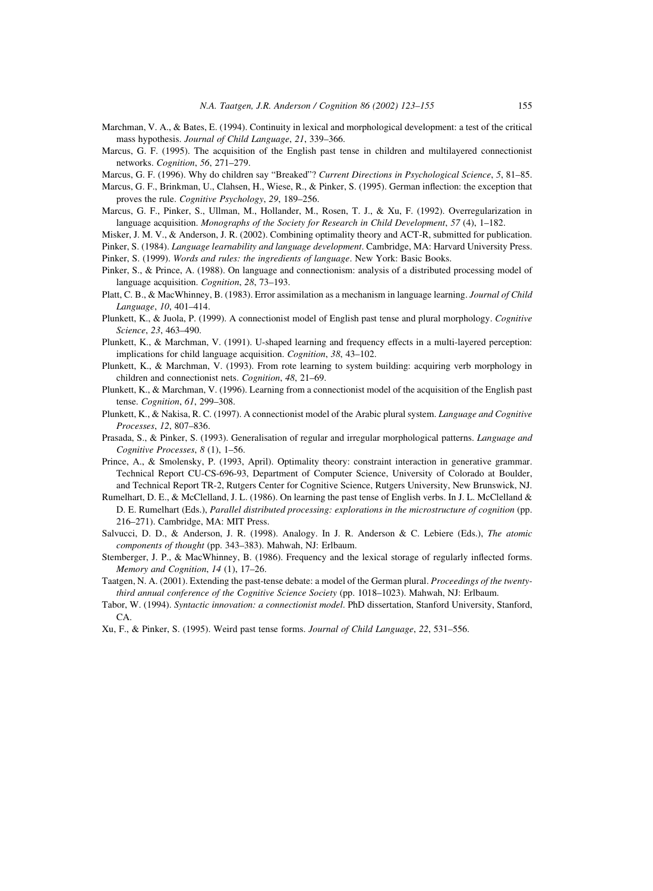Marchman, V. A., & Bates, E. (1994). Continuity in lexical and morphological development: a test of the critical mass hypothesis. *Journal of Child Language*, *21*, 339–366.

Marcus, G. F. (1995). The acquisition of the English past tense in children and multilayered connectionist networks. *Cognition*, *56*, 271–279.

Marcus, G. F. (1996). Why do children say "Breaked"? *Current Directions in Psychological Science*, *5*, 81–85.

Marcus, G. F., Brinkman, U., Clahsen, H., Wiese, R., & Pinker, S. (1995). German inflection: the exception that proves the rule. *Cognitive Psychology*, *29*, 189–256.

Marcus, G. F., Pinker, S., Ullman, M., Hollander, M., Rosen, T. J., & Xu, F. (1992). Overregularization in language acquisition. *Monographs of the Society for Research in Child Development*, *57* (4), 1–182.

Misker, J. M. V., & Anderson, J. R. (2002). Combining optimality theory and ACT-R, submitted for publication.

Pinker, S. (1984). *Language learnability and language development*. Cambridge, MA: Harvard University Press.

Pinker, S. (1999). *Words and rules: the ingredients of language*. New York: Basic Books.

Pinker, S., & Prince, A. (1988). On language and connectionism: analysis of a distributed processing model of language acquisition. *Cognition*, *28*, 73–193.

Platt, C. B., & MacWhinney, B. (1983). Error assimilation as a mechanism in language learning. *Journal of Child Language*, *10*, 401–414.

Plunkett, K., & Juola, P. (1999). A connectionist model of English past tense and plural morphology. *Cognitive Science*, *23*, 463–490.

Plunkett, K., & Marchman, V. (1991). U-shaped learning and frequency effects in a multi-layered perception: implications for child language acquisition. *Cognition*, *38*, 43–102.

Plunkett, K., & Marchman, V. (1993). From rote learning to system building: acquiring verb morphology in children and connectionist nets. *Cognition*, *48*, 21–69.

Plunkett, K., & Marchman, V. (1996). Learning from a connectionist model of the acquisition of the English past tense. *Cognition*, *61*, 299–308.

Plunkett, K., & Nakisa, R. C. (1997). A connectionist model of the Arabic plural system. *Language and Cognitive Processes*, *12*, 807–836.

Prasada, S., & Pinker, S. (1993). Generalisation of regular and irregular morphological patterns. *Language and Cognitive Processes*, *8* (1), 1–56.

Prince, A., & Smolensky, P. (1993, April). Optimality theory: constraint interaction in generative grammar. Technical Report CU-CS-696-93, Department of Computer Science, University of Colorado at Boulder, and Technical Report TR-2, Rutgers Center for Cognitive Science, Rutgers University, New Brunswick, NJ.

Rumelhart, D. E., & McClelland, J. L. (1986). On learning the past tense of English verbs. In J. L. McClelland & D. E. Rumelhart (Eds.), *Parallel distributed processing: explorations in the microstructure of cognition* (pp. 216–271). Cambridge, MA: MIT Press.

Salvucci, D. D., & Anderson, J. R. (1998). Analogy. In J. R. Anderson & C. Lebiere (Eds.), *The atomic components of thought* (pp. 343–383). Mahwah, NJ: Erlbaum.

Stemberger, J. P., & MacWhinney, B. (1986). Frequency and the lexical storage of regularly inflected forms. *Memory and Cognition*, *14* (1), 17–26.

Taatgen, N. A. (2001). Extending the past-tense debate: a model of the German plural. *Proceedings of the twenty-third annual conference of the Cognitive Science Society* (pp. 1018–1023). Mahwah, NJ: Erlbaum.

Tabor, W. (1994). *Syntactic innovation: a connectionist model*. PhD dissertation, Stanford University, Stanford, CA.

Xu, F., & Pinker, S. (1995). Weird past tense forms. *Journal of Child Language*, *22*, 531–556.